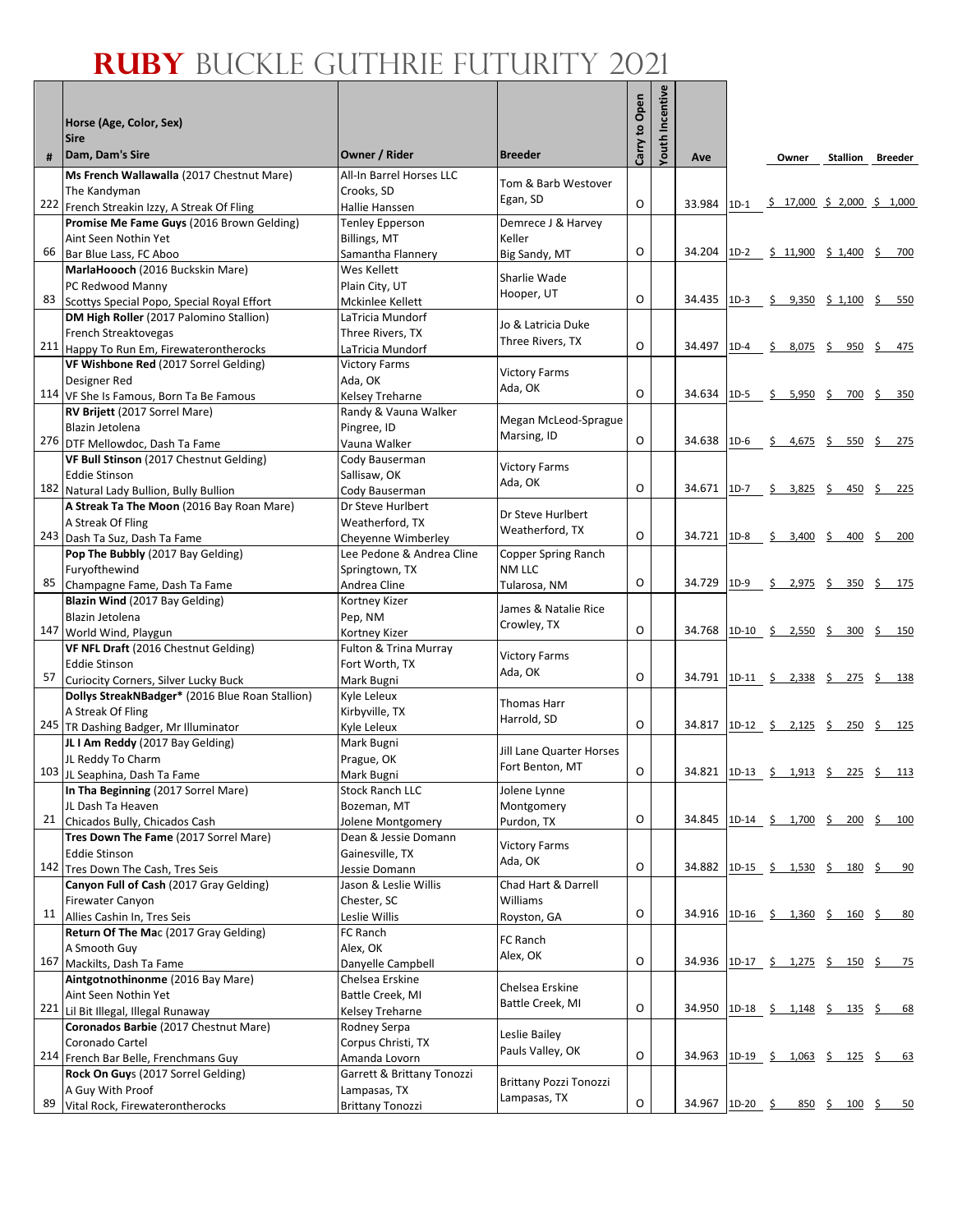# RUBY BUCKLE GUTHRIE FUTURITY 2021

| # | Horse (Age, Color, Sex)<br>Sire<br>Dam, Dam's Sire | Owner / Rider | Breeder | Carry to Open | Youth Incentive | Ave | | Owner | Stallion | Breeder |
|---|---|---|---|---|---|---|---|---|---|---|
| 222 | **Ms French Wallawalla** (2017 Chestnut Mare)<br>The Kandyman<br>French Streakin Izzy, A Streak Of Fling | All-In Barrel Horses LLC<br>Crooks, SD<br>Hallie Hanssen | Tom & Barb Westover<br>Egan, SD | O | | 34.984 | 1D-1 | $ 17,000 | $ 2,000 | $ 1,000 |
| 66 | **Promise Me Fame Guys** (2016 Brown Gelding)<br>Aint Seen Nothin Yet<br>Bar Blue Lass, FC Aboo | Tenley Epperson<br>Billings, MT<br>Samantha Flannery | Demrece J & Harvey Keller<br>Big Sandy, MT | O | | 34.204 | 1D-2 | $ 11,900 | $ 1,400 | $ 700 |
| 83 | **MarlaHoooch** (2016 Buckskin Mare)<br>PC Redwood Manny<br>Scottys Special Popo, Special Royal Effort | Wes Kellett<br>Plain City, UT<br>Mckinlee Kellett | Sharlie Wade<br>Hooper, UT | O | | 34.435 | 1D-3 | $ 9,350 | $ 1,100 | $ 550 |
| 211 | **DM High Roller** (2017 Palomino Stallion)<br>French Streaktovegas<br>Happy To Run Em, Firewaterontherocks | LaTricia Mundorf<br>Three Rivers, TX<br>LaTricia Mundorf | Jo & Latricia Duke<br>Three Rivers, TX | O | | 34.497 | 1D-4 | $ 8,075 | $ 950 | $ 475 |
| 114 | **VF Wishbone Red** (2017 Sorrel Gelding)<br>Designer Red<br>VF She Is Famous, Born Ta Be Famous | Victory Farms<br>Ada, OK<br>Kelsey Treharne | Victory Farms<br>Ada, OK | O | | 34.634 | 1D-5 | $ 5,950 | $ 700 | $ 350 |
| 276 | **RV Brijett** (2017 Sorrel Mare)<br>Blazin Jetolena<br>DTF Mellowdoc, Dash Ta Fame | Randy & Vauna Walker<br>Pingree, ID<br>Vauna Walker | Megan McLeod-Sprague<br>Marsing, ID | O | | 34.638 | 1D-6 | $ 4,675 | $ 550 | $ 275 |
| 182 | **VF Bull Stinson** (2017 Chestnut Gelding)<br>Eddie Stinson<br>Natural Lady Bullion, Bully Bullion | Cody Bauserman<br>Sallisaw, OK<br>Cody Bauserman | Victory Farms<br>Ada, OK | O | | 34.671 | 1D-7 | $ 3,825 | $ 450 | $ 225 |
| 243 | **A Streak Ta The Moon** (2016 Bay Roan Mare)<br>A Streak Of Fling<br>Dash Ta Suz, Dash Ta Fame | Dr Steve Hurlbert<br>Weatherford, TX<br>Cheyenne Wimberley | Dr Steve Hurlbert<br>Weatherford, TX | O | | 34.721 | 1D-8 | $ 3,400 | $ 400 | $ 200 |
| 85 | **Pop The Bubbly** (2017 Bay Gelding)<br>Furyofthewind<br>Champagne Fame, Dash Ta Fame | Lee Pedone & Andrea Cline<br>Springtown, TX<br>Andrea Cline | Copper Spring Ranch NM LLC<br>Tularosa, NM | O | | 34.729 | 1D-9 | $ 2,975 | $ 350 | $ 175 |
| 147 | **Blazin Wind** (2017 Bay Gelding)<br>Blazin Jetolena<br>World Wind, Playgun | Kortney Kizer<br>Pep, NM<br>Kortney Kizer | James & Natalie Rice<br>Crowley, TX | O | | 34.768 | 1D-10 | $ 2,550 | $ 300 | $ 150 |
| 57 | **VF NFL Draft** (2016 Chestnut Gelding)<br>Eddie Stinson<br>Curiocity Corners, Silver Lucky Buck | Fulton & Trina Murray<br>Fort Worth, TX<br>Mark Bugni | Victory Farms<br>Ada, OK | O | | 34.791 | 1D-11 | $ 2,338 | $ 275 | $ 138 |
| 245 | **Dollys StreakNBadger*** (2016 Blue Roan Stallion)<br>A Streak Of Fling<br>TR Dashing Badger, Mr Illuminator | Kyle Leleux<br>Kirbyville, TX<br>Kyle Leleux | Thomas Harr<br>Harrold, SD | O | | 34.817 | 1D-12 | $ 2,125 | $ 250 | $ 125 |
| 103 | **JL I Am Reddy** (2017 Bay Gelding)<br>JL Reddy To Charm<br>JL Seaphina, Dash Ta Fame | Mark Bugni<br>Prague, OK<br>Mark Bugni | Jill Lane Quarter Horses<br>Fort Benton, MT | O | | 34.821 | 1D-13 | $ 1,913 | $ 225 | $ 113 |
| 21 | **In Tha Beginning** (2017 Sorrel Mare)<br>JL Dash Ta Heaven<br>Chicados Bully, Chicados Cash | Stock Ranch LLC<br>Bozeman, MT<br>Jolene Montgomery | Jolene Lynne Montgomery<br>Purdon, TX | O | | 34.845 | 1D-14 | $ 1,700 | $ 200 | $ 100 |
| 142 | **Tres Down The Fame** (2017 Sorrel Mare)<br>Eddie Stinson<br>Tres Down The Cash, Tres Seis | Dean & Jessie Domann<br>Gainesville, TX<br>Jessie Domann | Victory Farms<br>Ada, OK | O | | 34.882 | 1D-15 | $ 1,530 | $ 180 | $ 90 |
| 11 | **Canyon Full of Cash** (2017 Gray Gelding)<br>Firewater Canyon<br>Allies Cashin In, Tres Seis | Jason & Leslie Willis<br>Chester, SC<br>Leslie Willis | Chad Hart & Darrell Williams<br>Royston, GA | O | | 34.916 | 1D-16 | $ 1,360 | $ 160 | $ 80 |
| 167 | **Return Of The Mac** (2017 Gray Gelding)<br>A Smooth Guy<br>Mackilts, Dash Ta Fame | FC Ranch<br>Alex, OK<br>Danyelle Campbell | FC Ranch<br>Alex, OK | O | | 34.936 | 1D-17 | $ 1,275 | $ 150 | $ 75 |
| 221 | **Aintgotnothinonme** (2016 Bay Mare)<br>Aint Seen Nothin Yet<br>Lil Bit Illegal, Illegal Runaway | Chelsea Erskine<br>Battle Creek, MI<br>Kelsey Treharne | Chelsea Erskine<br>Battle Creek, MI | O | | 34.950 | 1D-18 | $ 1,148 | $ 135 | $ 68 |
| 214 | **Coronados Barbie** (2017 Chestnut Mare)<br>Coronado Cartel<br>French Bar Belle, Frenchmans Guy | Rodney Serpa<br>Corpus Christi, TX<br>Amanda Lovorn | Leslie Bailey<br>Pauls Valley, OK | O | | 34.963 | 1D-19 | $ 1,063 | $ 125 | $ 63 |
| 89 | **Rock On Guys** (2017 Sorrel Gelding)<br>A Guy With Proof<br>Vital Rock, Firewaterontherocks | Garrett & Brittany Tonozzi<br>Lampasas, TX<br>Brittany Tonozzi | Brittany Pozzi Tonozzi<br>Lampasas, TX | O | | 34.967 | 1D-20 | $ 850 | $ 100 | $ 50 |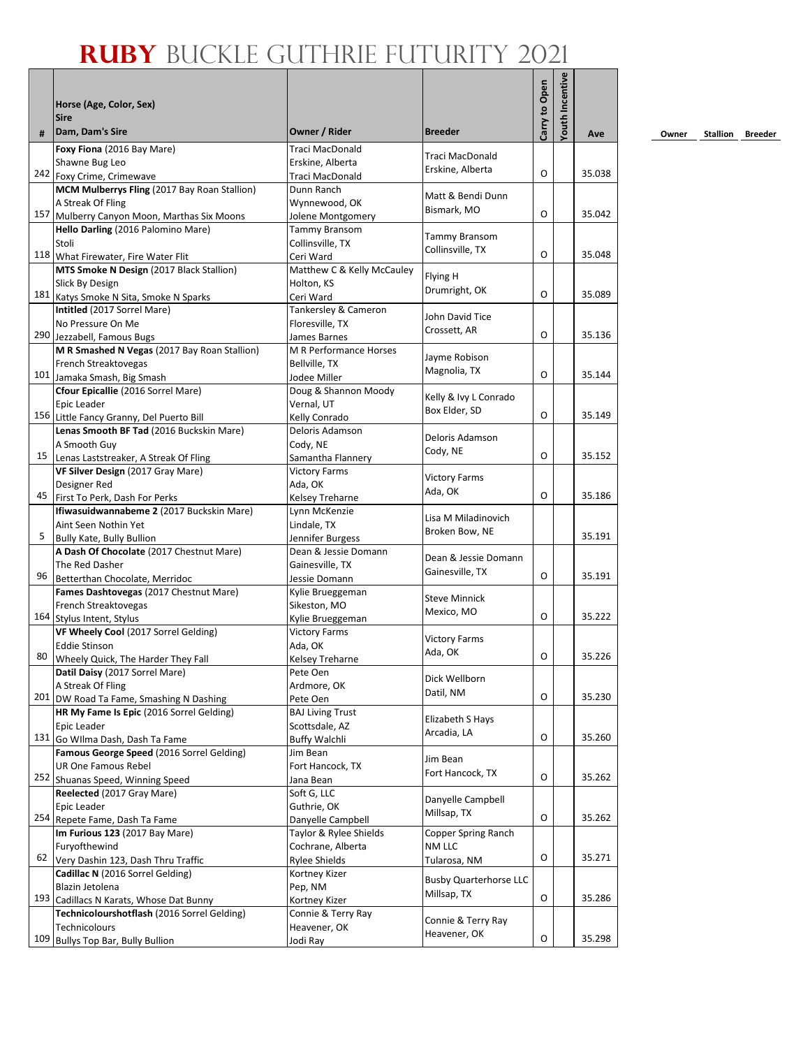# RUBY BUCKLE GUTHRIE FUTURITY 2021

| # | Horse (Age, Color, Sex)<br>Sire<br>Dam, Dam's Sire | Owner / Rider | Breeder | Carry to Open | Youth Incentive | Ave | Owner | Stallion | Breeder |
|---|---|---|---|---|---|---|---|---|---|
| 242 | **Foxy Fiona** (2016 Bay Mare)<br>Shawne Bug Leo<br>Foxy Crime, Crimewave | Traci MacDonald<br>Erskine, Alberta<br>Traci MacDonald | Traci MacDonald<br>Erskine, Alberta | O | | 35.038 | | | |
| 157 | **MCM Mulberrys Fling** (2017 Bay Roan Stallion)<br>A Streak Of Fling<br>Mulberry Canyon Moon, Marthas Six Moons | Dunn Ranch<br>Wynnewood, OK<br>Jolene Montgomery | Matt & Bendi Dunn<br>Bismark, MO | O | | 35.042 | | | |
| 118 | **Hello Darling** (2016 Palomino Mare)<br>Stoli<br>What Firewater, Fire Water Flit | Tammy Bransom<br>Collinsville, TX<br>Ceri Ward | Tammy Bransom<br>Collinsville, TX | O | | 35.048 | | | |
| 181 | **MTS Smoke N Design** (2017 Black Stallion)<br>Slick By Design<br>Katys Smoke N Sita, Smoke N Sparks | Matthew C & Kelly McCauley<br>Holton, KS<br>Ceri Ward | Flying H<br>Drumright, OK | O | | 35.089 | | | |
| 290 | **Intitled** (2017 Sorrel Mare)<br>No Pressure On Me<br>Jezzabell, Famous Bugs | Tankersley & Cameron<br>Floresville, TX<br>James Barnes | John David Tice<br>Crossett, AR | O | | 35.136 | | | |
| 101 | **M R Smashed N Vegas** (2017 Bay Roan Stallion)<br>French Streaktovegas<br>Jamaka Smash, Big Smash | M R Performance Horses<br>Bellville, TX<br>Jodee Miller | Jayme Robison<br>Magnolia, TX | O | | 35.144 | | | |
| 156 | **Cfour Epicallie** (2016 Sorrel Mare)<br>Epic Leader<br>Little Fancy Granny, Del Puerto Bill | Doug & Shannon Moody<br>Vernal, UT<br>Kelly Conrado | Kelly & Ivy L Conrado<br>Box Elder, SD | O | | 35.149 | | | |
| 15 | **Lenas Smooth BF Tad** (2016 Buckskin Mare)<br>A Smooth Guy<br>Lenas Laststreaker, A Streak Of Fling | Deloris Adamson<br>Cody, NE<br>Samantha Flannery | Deloris Adamson<br>Cody, NE | O | | 35.152 | | | |
| 45 | **VF Silver Design** (2017 Gray Mare)<br>Designer Red<br>First To Perk, Dash For Perks | Victory Farms<br>Ada, OK<br>Kelsey Treharne | Victory Farms<br>Ada, OK | O | | 35.186 | | | |
| 5 | **Ifiwasuidwannabeme 2** (2017 Buckskin Mare)<br>Aint Seen Nothin Yet<br>Bully Kate, Bully Bullion | Lynn McKenzie<br>Lindale, TX<br>Jennifer Burgess | Lisa M Miladinovich<br>Broken Bow, NE | | | 35.191 | | | |
| 96 | **A Dash Of Chocolate** (2017 Chestnut Mare)<br>The Red Dasher<br>Betterthan Chocolate, Merridoc | Dean & Jessie Domann<br>Gainesville, TX<br>Jessie Domann | Dean & Jessie Domann<br>Gainesville, TX | O | | 35.191 | | | |
| 164 | **Fames Dashtovegas** (2017 Chestnut Mare)<br>French Streaktovegas<br>Stylus Intent, Stylus | Kylie Brueggeman<br>Sikeston, MO<br>Kylie Brueggeman | Steve Minnick<br>Mexico, MO | O | | 35.222 | | | |
| 80 | **VF Wheely Cool** (2017 Sorrel Gelding)<br>Eddie Stinson<br>Wheely Quick, The Harder They Fall | Victory Farms<br>Ada, OK<br>Kelsey Treharne | Victory Farms<br>Ada, OK | O | | 35.226 | | | |
| 201 | **Datil Daisy** (2017 Sorrel Mare)<br>A Streak Of Fling<br>DW Road Ta Fame, Smashing N Dashing | Pete Oen<br>Ardmore, OK<br>Pete Oen | Dick Wellborn<br>Datil, NM | O | | 35.230 | | | |
| 131 | **HR My Fame Is Epic** (2016 Sorrel Gelding)<br>Epic Leader<br>Go Wllma Dash, Dash Ta Fame | BAJ Living Trust<br>Scottsdale, AZ<br>Buffy Walchli | Elizabeth S Hays<br>Arcadia, LA | O | | 35.260 | | | |
| 252 | **Famous George Speed** (2016 Sorrel Gelding)<br>UR One Famous Rebel<br>Shuanas Speed, Winning Speed | Jim Bean<br>Fort Hancock, TX<br>Jana Bean | Jim Bean<br>Fort Hancock, TX | O | | 35.262 | | | |
| 254 | **Reelected** (2017 Gray Mare)<br>Epic Leader<br>Repete Fame, Dash Ta Fame | Soft G, LLC<br>Guthrie, OK<br>Danyelle Campbell | Danyelle Campbell<br>Millsap, TX | O | | 35.262 | | | |
| 62 | **Im Furious 123** (2017 Bay Mare)<br>Furyofthewind<br>Very Dashin 123, Dash Thru Traffic | Taylor & Rylee Shields<br>Cochrane, Alberta<br>Rylee Shields | Copper Spring Ranch NM LLC<br>Tularosa, NM | O | | 35.271 | | | |
| 193 | **Cadillac N** (2016 Sorrel Gelding)<br>Blazin Jetolena<br>Cadillacs N Karats, Whose Dat Bunny | Kortney Kizer<br>Pep, NM<br>Kortney Kizer | Busby Quarterhorse LLC<br>Millsap, TX | O | | 35.286 | | | |
| 109 | **Technicolourshotflash** (2016 Sorrel Gelding)<br>Technicolours<br>Bullys Top Bar, Bully Bullion | Connie & Terry Ray<br>Heavener, OK<br>Jodi Ray | Connie & Terry Ray<br>Heavener, OK | O | | 35.298 | | | |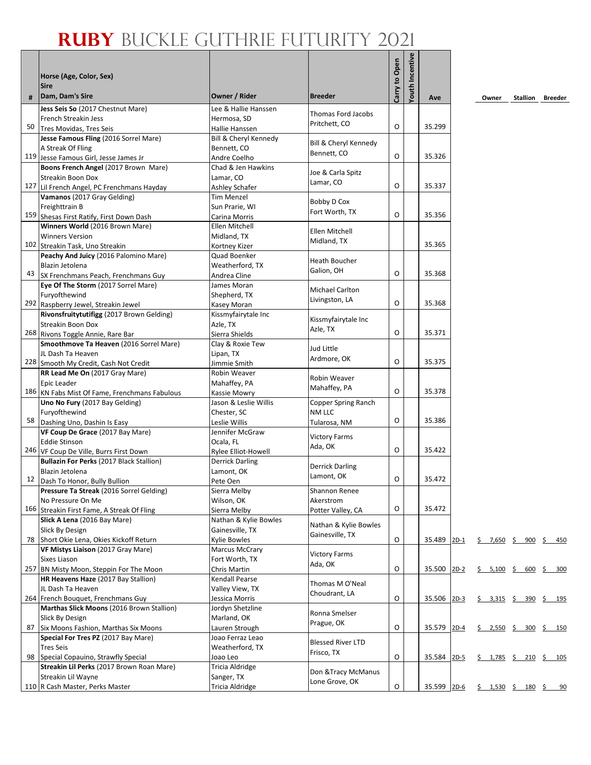# RUBY BUCKLE GUTHRIE FUTURITY 2021

| # | Horse (Age, Color, Sex) / Sire / Dam, Dam's Sire | Owner / Rider | Breeder | Carry to Open | Youth Incentive | Ave | | Owner | Stallion | Breeder |
|---|---|---|---|---|---|---|---|---|---|---|
| 50 | **Jess Seis So** (2017 Chestnut Mare) French Streakin Jess Tres Movidas, Tres Seis | Lee & Hallie Hanssen Hermosa, SD Hallie Hanssen | Thomas Ford Jacobs Pritchett, CO | O | | 35.299 | | | | |
| 119 | **Jesse Famous Fling** (2016 Sorrel Mare) A Streak Of Fling Jesse Famous Girl, Jesse James Jr | Bill & Cheryl Kennedy Bennett, CO Andre Coelho | Bill & Cheryl Kennedy Bennett, CO | O | | 35.326 | | | | |
| 127 | **Boons French Angel** (2017 Brown Mare) Streakin Boon Dox Lil French Angel, PC Frenchmans Hayday | Chad & Jen Hawkins Lamar, CO Ashley Schafer | Joe & Carla Spitz Lamar, CO | O | | 35.337 | | | | |
| 159 | **Vamanos** (2017 Gray Gelding) Freighttrain B Shesas First Ratify, First Down Dash | Tim Menzel Sun Prarie, WI Carina Morris | Bobby D Cox Fort Worth, TX | O | | 35.356 | | | | |
| 102 | **Winners World** (2016 Brown Mare) Winners Version Streakin Task, Uno Streakin | Ellen Mitchell Midland, TX Kortney Kizer | Ellen Mitchell Midland, TX | | | 35.365 | | | | |
| 43 | **Peachy And Juicy** (2016 Palomino Mare) Blazin Jetolena SX Frenchmans Peach, Frenchmans Guy | Quad Boenker Weatherford, TX Andrea Cline | Heath Boucher Galion, OH | O | | 35.368 | | | | |
| 292 | **Eye Of The Storm** (2017 Sorrel Mare) Furyofthewind Raspberry Jewel, Streakin Jewel | James Moran Shepherd, TX Kasey Moran | Michael Carlton Livingston, LA | O | | 35.368 | | | | |
| 268 | **Rivonsfruitytutifigg** (2017 Brown Gelding) Streakin Boon Dox Rivons Toggle Annie, Rare Bar | Kissmyfairytale Inc Azle, TX Sierra Shields | Kissmyfairytale Inc Azle, TX | O | | 35.371 | | | | |
| 228 | **Smoothmove Ta Heaven** (2016 Sorrel Mare) JL Dash Ta Heaven Smooth My Credit, Cash Not Credit | Clay & Roxie Tew Lipan, TX Jimmie Smith | Jud Little Ardmore, OK | O | | 35.375 | | | | |
| 186 | **RR Lead Me On** (2017 Gray Mare) Epic Leader KN Fabs Mist Of Fame, Frenchmans Fabulous | Robin Weaver Mahaffey, PA Kassie Mowry | Robin Weaver Mahaffey, PA | O | | 35.378 | | | | |
| 58 | **Uno No Fury** (2017 Bay Gelding) Furyofthewind Dashing Uno, Dashin Is Easy | Jason & Leslie Willis Chester, SC Leslie Willis | Copper Spring Ranch NM LLC Tularosa, NM | O | | 35.386 | | | | |
| 246 | **VF Coup De Grace** (2017 Bay Mare) Eddie Stinson VF Coup De Ville, Burrs First Down | Jennifer McGraw Ocala, FL Rylee Elliot-Howell | Victory Farms Ada, OK | O | | 35.422 | | | | |
| 12 | **Bullazin For Perks** (2017 Black Stallion) Blazin Jetolena Dash To Honor, Bully Bullion | Derrick Darling Lamont, OK Pete Oen | Derrick Darling Lamont, OK | O | | 35.472 | | | | |
| 166 | **Pressure Ta Streak** (2016 Sorrel Gelding) No Pressure On Me Streakin First Fame, A Streak Of Fling | Sierra Melby Wilson, OK Sierra Melby | Shannon Renee Akerstrom Potter Valley, CA | O | | 35.472 | | | | |
| 78 | **Slick A Lena** (2016 Bay Mare) Slick By Design Short Okie Lena, Okies Kickoff Return | Nathan & Kylie Bowles Gainesville, TX Kylie Bowles | Nathan & Kylie Bowles Gainesville, TX | O | | 35.489 | 2D-1 | $ 7,650 | $ 900 | $ 450 |
| 257 | **VF Mistys Liaison** (2017 Gray Mare) Sixes Liason BN Misty Moon, Steppin For The Moon | Marcus McCrary Fort Worth, TX Chris Martin | Victory Farms Ada, OK | O | | 35.500 | 2D-2 | $ 5,100 | $ 600 | $ 300 |
| 264 | **HR Heavens Haze** (2017 Bay Stallion) JL Dash Ta Heaven French Bouquet, Frenchmans Guy | Kendall Pearse Valley View, TX Jessica Morris | Thomas M O'Neal Choudrant, LA | O | | 35.506 | 2D-3 | $ 3,315 | $ 390 | $ 195 |
| 87 | **Marthas Slick Moons** (2016 Brown Stallion) Slick By Design Six Moons Fashion, Marthas Six Moons | Jordyn Shetzline Marland, OK Lauren Strough | Ronna Smelser Prague, OK | O | | 35.579 | 2D-4 | $ 2,550 | $ 300 | $ 150 |
| 98 | **Special For Tres PZ** (2017 Bay Mare) Tres Seis Special Copauino, Strawfly Special | Joao Ferraz Leao Weatherford, TX Joao Leo | Blessed River LTD Frisco, TX | O | | 35.584 | 2D-5 | $ 1,785 | $ 210 | $ 105 |
| 110 | **Streakin Lil Perks** (2017 Brown Roan Mare) Streakin Lil Wayne R Cash Master, Perks Master | Tricia Aldridge Sanger, TX Tricia Aldridge | Don &Tracy McManus Lone Grove, OK | O | | 35.599 | 2D-6 | $ 1,530 | $ 180 | $ 90 |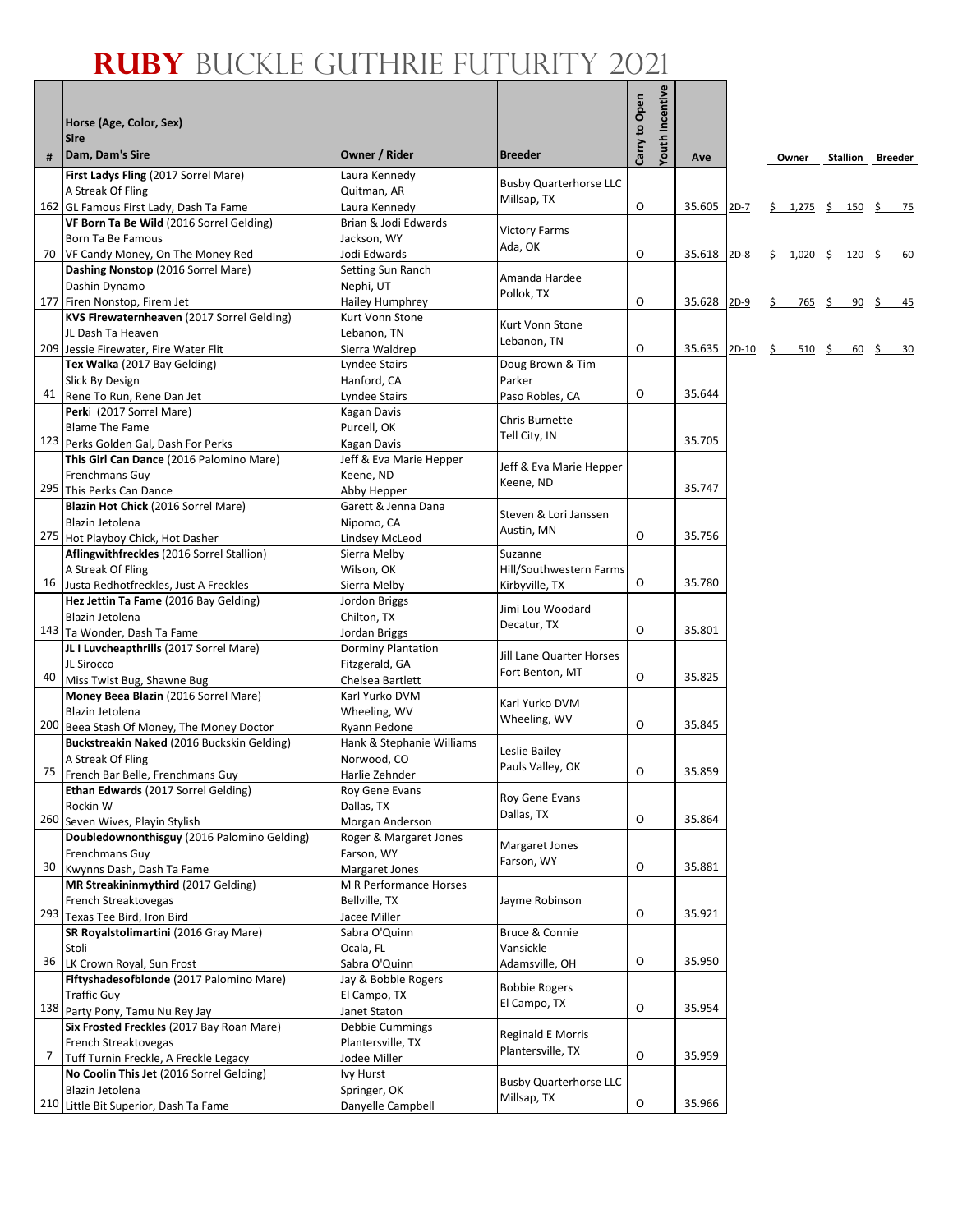# RUBY BUCKLE GUTHRIE FUTURITY 2021

| # | Horse (Age, Color, Sex)<br>Sire<br>Dam, Dam's Sire | Owner / Rider | Breeder | Carry to Open | Youth Incentive | Ave | | Owner | Stallion | Breeder |
|---|---|---|---|---|---|---|---|---|---|---|
| 162 | **First Ladys Fling** (2017 Sorrel Mare)<br>A Streak Of Fling<br>GL Famous First Lady, Dash Ta Fame | Laura Kennedy<br>Quitman, AR<br>Laura Kennedy | Busby Quarterhorse LLC<br>Millsap, TX | O | | 35.605 | 2D-7 | $ 1,275 | $ 150 | $ 75 |
| 70 | **VF Born Ta Be Wild** (2016 Sorrel Gelding)<br>Born Ta Be Famous<br>VF Candy Money, On The Money Red | Brian & Jodi Edwards<br>Jackson, WY<br>Jodi Edwards | Victory Farms<br>Ada, OK | O | | 35.618 | 2D-8 | $ 1,020 | $ 120 | $ 60 |
| 177 | **Dashing Nonstop** (2016 Sorrel Mare)<br>Dashin Dynamo<br>Firen Nonstop, Firem Jet | Setting Sun Ranch<br>Nephi, UT<br>Hailey Humphrey | Amanda Hardee<br>Pollok, TX | O | | 35.628 | 2D-9 | $ 765 | $ 90 | $ 45 |
| 209 | **KVS Firewaternheaven** (2017 Sorrel Gelding)<br>JL Dash Ta Heaven<br>Jessie Firewater, Fire Water Flit | Kurt Vonn Stone<br>Lebanon, TN<br>Sierra Waldrep | Kurt Vonn Stone<br>Lebanon, TN | O | | 35.635 | 2D-10 | $ 510 | $ 60 | $ 30 |
| 41 | **Tex Walka** (2017 Bay Gelding)<br>Slick By Design<br>Rene To Run, Rene Dan Jet | Lyndee Stairs<br>Hanford, CA<br>Lyndee Stairs | Doug Brown & Tim Parker<br>Paso Robles, CA | O | | 35.644 | | | | |
| 123 | **Perk**i (2017 Sorrel Mare)<br>Blame The Fame<br>Perks Golden Gal, Dash For Perks | Kagan Davis<br>Purcell, OK<br>Kagan Davis | Chris Burnette<br>Tell City, IN | | | 35.705 | | | | |
| 295 | **This Girl Can Dance** (2016 Palomino Mare)<br>Frenchmans Guy<br>This Perks Can Dance | Jeff & Eva Marie Hepper<br>Keene, ND<br>Abby Hepper | Jeff & Eva Marie Hepper<br>Keene, ND | | | 35.747 | | | | |
| 275 | **Blazin Hot Chick** (2016 Sorrel Mare)<br>Blazin Jetolena<br>Hot Playboy Chick, Hot Dasher | Garett & Jenna Dana<br>Nipomo, CA<br>Lindsey McLeod | Steven & Lori Janssen<br>Austin, MN | O | | 35.756 | | | | |
| 16 | **Aflingwithfreckles** (2016 Sorrel Stallion)<br>A Streak Of Fling<br>Justa Redhotfreckles, Just A Freckles | Sierra Melby<br>Wilson, OK<br>Sierra Melby | Suzanne Hill/Southwestern Farms<br>Kirbyville, TX | O | | 35.780 | | | | |
| 143 | **Hez Jettin Ta Fame** (2016 Bay Gelding)<br>Blazin Jetolena<br>Ta Wonder, Dash Ta Fame | Jordon Briggs<br>Chilton, TX<br>Jordan Briggs | Jimi Lou Woodard<br>Decatur, TX | O | | 35.801 | | | | |
| 40 | **JL I Luvcheapthrills** (2017 Sorrel Mare)<br>JL Sirocco<br>Miss Twist Bug, Shawne Bug | Dorminy Plantation<br>Fitzgerald, GA<br>Chelsea Bartlett | Jill Lane Quarter Horses<br>Fort Benton, MT | O | | 35.825 | | | | |
| 200 | **Money Beea Blazin** (2016 Sorrel Mare)<br>Blazin Jetolena<br>Beea Stash Of Money, The Money Doctor | Karl Yurko DVM<br>Wheeling, WV<br>Ryann Pedone | Karl Yurko DVM<br>Wheeling, WV | O | | 35.845 | | | | |
| 75 | **Buckstreakin Naked** (2016 Buckskin Gelding)<br>A Streak Of Fling<br>French Bar Belle, Frenchmans Guy | Hank & Stephanie Williams<br>Norwood, CO<br>Harlie Zehnder | Leslie Bailey<br>Pauls Valley, OK | O | | 35.859 | | | | |
| 260 | **Ethan Edwards** (2017 Sorrel Gelding)<br>Rockin W<br>Seven Wives, Playin Stylish | Roy Gene Evans<br>Dallas, TX<br>Morgan Anderson | Roy Gene Evans<br>Dallas, TX | O | | 35.864 | | | | |
| 30 | **Doubledownonthisguy** (2016 Palomino Gelding)<br>Frenchmans Guy<br>Kwynns Dash, Dash Ta Fame | Roger & Margaret Jones<br>Farson, WY<br>Margaret Jones | Margaret Jones<br>Farson, WY | O | | 35.881 | | | | |
| 293 | **MR Streakininmythird** (2017 Gelding)<br>French Streaktovegas<br>Texas Tee Bird, Iron Bird | M R Performance Horses<br>Bellville, TX<br>Jacee Miller | Jayme Robinson | O | | 35.921 | | | | |
| 36 | **SR Royalstolimartini** (2016 Gray Mare)<br>Stoli<br>LK Crown Royal, Sun Frost | Sabra O'Quinn<br>Ocala, FL<br>Sabra O'Quinn | Bruce & Connie Vansickle<br>Adamsville, OH | O | | 35.950 | | | | |
| 138 | **Fiftyshadesofblonde** (2017 Palomino Mare)<br>Traffic Guy<br>Party Pony, Tamu Nu Rey Jay | Jay & Bobbie Rogers<br>El Campo, TX<br>Janet Staton | Bobbie Rogers<br>El Campo, TX | O | | 35.954 | | | | |
| 7 | **Six Frosted Freckles** (2017 Bay Roan Mare)<br>French Streaktovegas<br>Tuff Turnin Freckle, A Freckle Legacy | Debbie Cummings<br>Plantersville, TX<br>Jodee Miller | Reginald E Morris<br>Plantersville, TX | O | | 35.959 | | | | |
| 210 | **No Coolin This Jet** (2016 Sorrel Gelding)<br>Blazin Jetolena<br>Little Bit Superior, Dash Ta Fame | Ivy Hurst<br>Springer, OK<br>Danyelle Campbell | Busby Quarterhorse LLC<br>Millsap, TX | O | | 35.966 | | | | |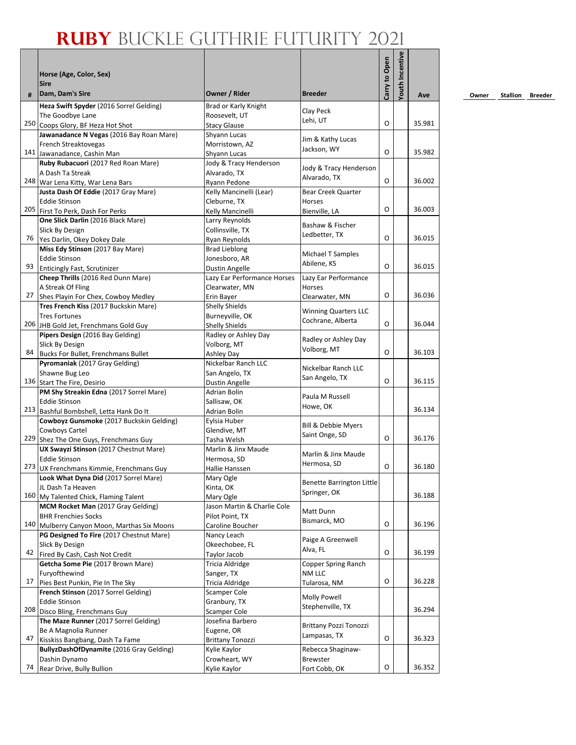# RUBY BUCKLE GUTHRIE FUTURITY 2021

| # | Horse (Age, Color, Sex)<br>Sire<br>Dam, Dam's Sire | Owner / Rider | Breeder | Carry to Open | Youth Incentive | Ave | Owner | Stallion | Breeder |
|---|---|---|---|---|---|---|---|---|---|
| 250 | **Heza Swift Spyder** (2016 Sorrel Gelding)<br>The Goodbye Lane<br>Coops Glory, BF Heza Hot Shot | Brad or Karly Knight<br>Roosevelt, UT<br>Stacy Glause | Clay Peck<br>Lehi, UT | O | | 35.981 | | | |
| 141 | **Jawanadance N Vegas** (2016 Bay Roan Mare)<br>French Streaktovegas<br>Jawanadance, Cashin Man | Shyann Lucas<br>Morristown, AZ<br>Shyann Lucas | Jim & Kathy Lucas<br>Jackson, WY | O | | 35.982 | | | |
| 248 | **Ruby Rubacuori** (2017 Red Roan Mare)<br>A Dash Ta Streak<br>War Lena Kitty, War Lena Bars | Jody & Tracy Henderson<br>Alvarado, TX<br>Ryann Pedone | Jody & Tracy Henderson<br>Alvarado, TX | O | | 36.002 | | | |
| 205 | **Justa Dash Of Eddie** (2017 Gray Mare)<br>Eddie Stinson<br>First To Perk, Dash For Perks | Kelly Mancinelli (Lear)<br>Cleburne, TX<br>Kelly Mancinelli | Bear Creek Quarter Horses<br>Bienville, LA | O | | 36.003 | | | |
| 76 | **One Slick Darlin** (2016 Black Mare)<br>Slick By Design<br>Yes Darlin, Okey Dokey Dale | Larry Reynolds<br>Collinsville, TX<br>Ryan Reynolds | Bashaw & Fischer<br>Ledbetter, TX | O | | 36.015 | | | |
| 93 | **Miss Edy Stinson** (2017 Bay Mare)<br>Eddie Stinson<br>Enticingly Fast, Scrutinizer | Brad Lieblong<br>Jonesboro, AR<br>Dustin Angelle | Michael T Samples<br>Abilene, KS | O | | 36.015 | | | |
| 27 | **Cheep Thrills** (2016 Red Dunn Mare)<br>A Streak Of Fling<br>Shes Playin For Chex, Cowboy Medley | Lazy Ear Performance Horses<br>Clearwater, MN<br>Erin Bayer | Lazy Ear Performance Horses<br>Clearwater, MN | O | | 36.036 | | | |
| 206 | **Tres French Kiss** (2017 Buckskin Mare)<br>Tres Fortunes<br>JHB Gold Jet, Frenchmans Gold Guy | Shelly Shields<br>Burneyville, OK<br>Shelly Shields | Winning Quarters LLC<br>Cochrane, Alberta | O | | 36.044 | | | |
| 84 | **Pipers Design** (2016 Bay Gelding)<br>Slick By Design<br>Bucks For Bullet, Frenchmans Bullet | Radley or Ashley Day<br>Volborg, MT<br>Ashley Day | Radley or Ashley Day<br>Volborg, MT | O | | 36.103 | | | |
| 136 | **Pyromaniak** (2017 Gray Gelding)<br>Shawne Bug Leo<br>Start The Fire, Desirio | Nickelbar Ranch LLC<br>San Angelo, TX<br>Dustin Angelle | Nickelbar Ranch LLC<br>San Angelo, TX | O | | 36.115 | | | |
| 213 | **PM Shy Streakin Edna** (2017 Sorrel Mare)<br>Eddie Stinson<br>Bashful Bombshell, Letta Hank Do It | Adrian Bolin<br>Sallisaw, OK<br>Adrian Bolin | Paula M Russell<br>Howe, OK | | | 36.134 | | | |
| 229 | **Cowboyz Gunsmoke** (2017 Buckskin Gelding)<br>Cowboys Cartel<br>Shez The One Guys, Frenchmans Guy | Eylsia Huber<br>Glendive, MT<br>Tasha Welsh | Bill & Debbie Myers<br>Saint Onge, SD | O | | 36.176 | | | |
| 273 | **UX Swayzi Stinson** (2017 Chestnut Mare)<br>Eddie Stinson<br>UX Frenchmans Kimmie, Frenchmans Guy | Marlin & Jinx Maude<br>Hermosa, SD<br>Hallie Hanssen | Marlin & Jinx Maude<br>Hermosa, SD | O | | 36.180 | | | |
| 160 | **Look What Dyna Did** (2017 Sorrel Mare)<br>JL Dash Ta Heaven<br>My Talented Chick, Flaming Talent | Mary Ogle<br>Kinta, OK<br>Mary Ogle | Benette Barrington Little<br>Springer, OK | | | 36.188 | | | |
| 140 | **MCM Rocket Man** (2017 Gray Gelding)<br>BHR Frenchies Socks<br>Mulberry Canyon Moon, Marthas Six Moons | Jason Martin & Charlie Cole<br>Pilot Point, TX<br>Caroline Boucher | Matt Dunn<br>Bismarck, MO | O | | 36.196 | | | |
| 42 | **PG Designed To Fire** (2017 Chestnut Mare)<br>Slick By Design<br>Fired By Cash, Cash Not Credit | Nancy Leach<br>Okeechobee, FL<br>Taylor Jacob | Paige A Greenwell<br>Alva, FL | O | | 36.199 | | | |
| 17 | **Getcha Some Pie** (2017 Brown Mare)<br>Furyofthewind<br>Pies Best Punkin, Pie In The Sky | Tricia Aldridge<br>Sanger, TX<br>Tricia Aldridge | Copper Spring Ranch NM LLC<br>Tularosa, NM | O | | 36.228 | | | |
| 208 | **French Stinson** (2017 Sorrel Gelding)<br>Eddie Stinson<br>Disco Bling, Frenchmans Guy | Scamper Cole<br>Granbury, TX<br>Scamper Cole | Molly Powell<br>Stephenville, TX | | | 36.294 | | | |
| 47 | **The Maze Runner** (2017 Sorrel Gelding)<br>Be A Magnolia Runner<br>Kisskiss Bangbang, Dash Ta Fame | Josefina Barbero<br>Eugene, OR<br>Brittany Tonozzi | Brittany Pozzi Tonozzi<br>Lampasas, TX | O | | 36.323 | | | |
| 74 | **BullyzDashOfDynamite** (2016 Gray Gelding)<br>Dashin Dynamo<br>Rear Drive, Bully Bullion | Kylie Kaylor<br>Crowheart, WY<br>Kylie Kaylor | Rebecca Shaginaw-Brewster<br>Fort Cobb, OK | O | | 36.352 | | | |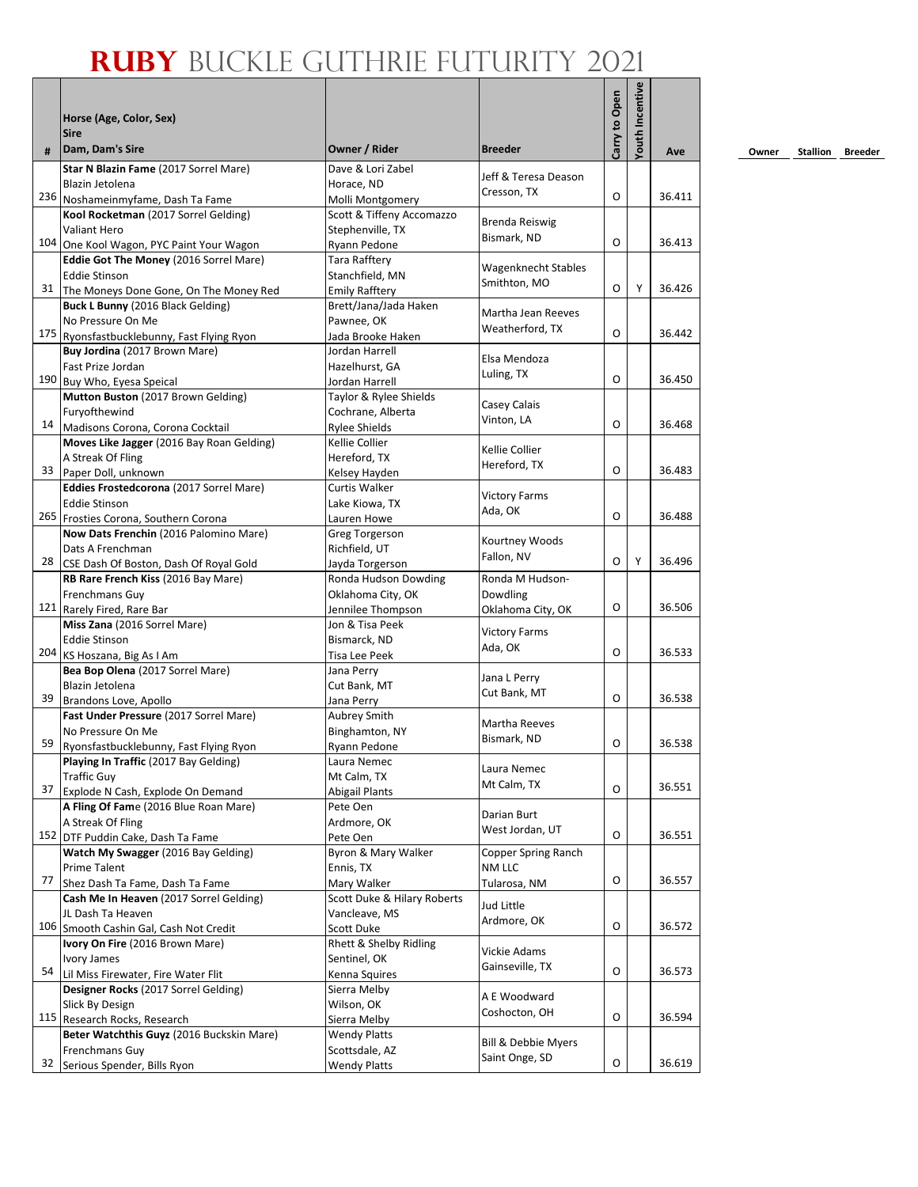# RUBY BUCKLE GUTHRIE FUTURITY 2021

| # | Horse (Age, Color, Sex) / Sire / Dam, Dam's Sire | Owner / Rider | Breeder | Carry to Open | Youth Incentive | Ave | Owner | Stallion | Breeder |
|---|---|---|---|---|---|---|---|---|---|
| 236 | **Star N Blazin Fame** (2017 Sorrel Mare) Blazin Jetolena Noshameinmyfame, Dash Ta Fame | Dave & Lori Zabel Horace, ND Molli Montgomery | Jeff & Teresa Deason Cresson, TX | O | | 36.411 | | | |
| 104 | **Kool Rocketman** (2017 Sorrel Gelding) Valiant Hero One Kool Wagon, PYC Paint Your Wagon | Scott & Tiffeny Accomazzo Stephenville, TX Ryann Pedone | Brenda Reiswig Bismark, ND | O | | 36.413 | | | |
| 31 | **Eddie Got The Money** (2016 Sorrel Mare) Eddie Stinson The Moneys Done Gone, On The Money Red | Tara Rafftery Stanchfield, MN Emily Rafftery | Wagenknecht Stables Smithton, MO | O | Y | 36.426 | | | |
| 175 | **Buck L Bunny** (2016 Black Gelding) No Pressure On Me Ryonsfastbucklebunny, Fast Flying Ryon | Brett/Jana/Jada Haken Pawnee, OK Jada Brooke Haken | Martha Jean Reeves Weatherford, TX | O | | 36.442 | | | |
| 190 | **Buy Jordina** (2017 Brown Mare) Fast Prize Jordan Buy Who, Eyesa Speical | Jordan Harrell Hazelhurst, GA Jordan Harrell | Elsa Mendoza Luling, TX | O | | 36.450 | | | |
| 14 | **Mutton Buston** (2017 Brown Gelding) Furyofthewind Madisons Corona, Corona Cocktail | Taylor & Rylee Shields Cochrane, Alberta Rylee Shields | Casey Calais Vinton, LA | O | | 36.468 | | | |
| 33 | **Moves Like Jagger** (2016 Bay Roan Gelding) A Streak Of Fling Paper Doll, unknown | Kellie Collier Hereford, TX Kelsey Hayden | Kellie Collier Hereford, TX | O | | 36.483 | | | |
| 265 | **Eddies Frostedcorona** (2017 Sorrel Mare) Eddie Stinson Frosties Corona, Southern Corona | Curtis Walker Lake Kiowa, TX Lauren Howe | Victory Farms Ada, OK | O | | 36.488 | | | |
| 28 | **Now Dats Frenchin** (2016 Palomino Mare) Dats A Frenchman CSE Dash Of Boston, Dash Of Royal Gold | Greg Torgerson Richfield, UT Jayda Torgerson | Kourtney Woods Fallon, NV | O | Y | 36.496 | | | |
| 121 | **RB Rare French Kiss** (2016 Bay Mare) Frenchmans Guy Rarely Fired, Rare Bar | Ronda Hudson Dowding Oklahoma City, OK Jennilee Thompson | Ronda M Hudson-Dowdling Oklahoma City, OK | O | | 36.506 | | | |
| 204 | **Miss Zana** (2016 Sorrel Mare) Eddie Stinson KS Hoszana, Big As I Am | Jon & Tisa Peek Bismarck, ND Tisa Lee Peek | Victory Farms Ada, OK | O | | 36.533 | | | |
| 39 | **Bea Bop Olena** (2017 Sorrel Mare) Blazin Jetolena Brandons Love, Apollo | Jana Perry Cut Bank, MT Jana Perry | Jana L Perry Cut Bank, MT | O | | 36.538 | | | |
| 59 | **Fast Under Pressure** (2017 Sorrel Mare) No Pressure On Me Ryonsfastbucklebunny, Fast Flying Ryon | Aubrey Smith Binghamton, NY Ryann Pedone | Martha Reeves Bismark, ND | O | | 36.538 | | | |
| 37 | **Playing In Traffic** (2017 Bay Gelding) Traffic Guy Explode N Cash, Explode On Demand | Laura Nemec Mt Calm, TX Abigail Plants | Laura Nemec Mt Calm, TX | O | | 36.551 | | | |
| 152 | **A Fling Of Fame** (2016 Blue Roan Mare) A Streak Of Fling DTF Puddin Cake, Dash Ta Fame | Pete Oen Ardmore, OK Pete Oen | Darian Burt West Jordan, UT | O | | 36.551 | | | |
| 77 | **Watch My Swagger** (2016 Bay Gelding) Prime Talent Shez Dash Ta Fame, Dash Ta Fame | Byron & Mary Walker Ennis, TX Mary Walker | Copper Spring Ranch NM LLC Tularosa, NM | O | | 36.557 | | | |
| 106 | **Cash Me In Heaven** (2017 Sorrel Gelding) JL Dash Ta Heaven Smooth Cashin Gal, Cash Not Credit | Scott Duke & Hilary Roberts Vancleave, MS Scott Duke | Jud Little Ardmore, OK | O | | 36.572 | | | |
| 54 | **Ivory On Fire** (2016 Brown Mare) Ivory James Lil Miss Firewater, Fire Water Flit | Rhett & Shelby Ridling Sentinel, OK Kenna Squires | Vickie Adams Gainseville, TX | O | | 36.573 | | | |
| 115 | **Designer Rocks** (2017 Sorrel Gelding) Slick By Design Research Rocks, Research | Sierra Melby Wilson, OK Sierra Melby | A E Woodward Coshocton, OH | O | | 36.594 | | | |
| 32 | **Beter Watchthis Guyz** (2016 Buckskin Mare) Frenchmans Guy Serious Spender, Bills Ryon | Wendy Platts Scottsdale, AZ Wendy Platts | Bill & Debbie Myers Saint Onge, SD | O | | 36.619 | | | |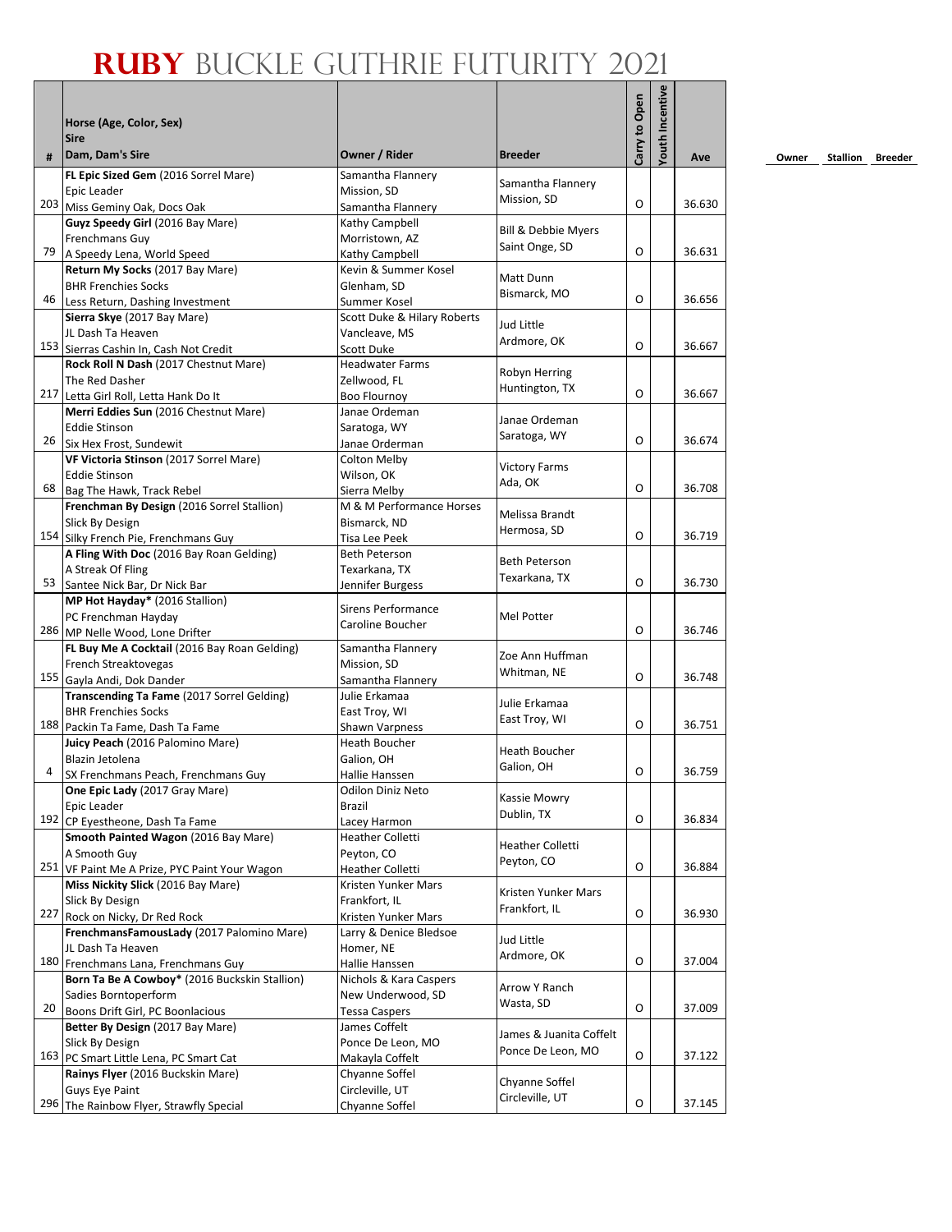# RUBY BUCKLE GUTHRIE FUTURITY 2021

| # | Horse (Age, Color, Sex)<br>Sire<br>Dam, Dam's Sire | Owner / Rider | Breeder | Carry to Open | Youth Incentive | Ave | Owner | Stallion | Breeder |
|---|---|---|---|---|---|---|---|---|---|
| 203 | **FL Epic Sized Gem** (2016 Sorrel Mare)<br>Epic Leader<br>Miss Geminy Oak, Docs Oak | Samantha Flannery<br>Mission, SD<br>Samantha Flannery | Samantha Flannery<br>Mission, SD | O | | 36.630 | | | |
| 79 | **Guyz Speedy Girl** (2016 Bay Mare)<br>Frenchmans Guy<br>A Speedy Lena, World Speed | Kathy Campbell<br>Morristown, AZ<br>Kathy Campbell | Bill & Debbie Myers<br>Saint Onge, SD | O | | 36.631 | | | |
| 46 | **Return My Socks** (2017 Bay Mare)<br>BHR Frenchies Socks<br>Less Return, Dashing Investment | Kevin & Summer Kosel<br>Glenham, SD<br>Summer Kosel | Matt Dunn<br>Bismarck, MO | O | | 36.656 | | | |
| 153 | **Sierra Skye** (2017 Bay Mare)<br>JL Dash Ta Heaven<br>Sierras Cashin In, Cash Not Credit | Scott Duke & Hilary Roberts<br>Vancleave, MS<br>Scott Duke | Jud Little<br>Ardmore, OK | O | | 36.667 | | | |
| 217 | **Rock Roll N Dash** (2017 Chestnut Mare)<br>The Red Dasher<br>Letta Girl Roll, Letta Hank Do It | Headwater Farms<br>Zellwood, FL<br>Boo Flournoy | Robyn Herring<br>Huntington, TX | O | | 36.667 | | | |
| 26 | **Merri Eddies Sun** (2016 Chestnut Mare)<br>Eddie Stinson<br>Six Hex Frost, Sundewit | Janae Ordeman<br>Saratoga, WY<br>Janae Orderman | Janae Ordeman<br>Saratoga, WY | O | | 36.674 | | | |
| 68 | **VF Victoria Stinson** (2017 Sorrel Mare)<br>Eddie Stinson<br>Bag The Hawk, Track Rebel | Colton Melby<br>Wilson, OK<br>Sierra Melby | Victory Farms<br>Ada, OK | O | | 36.708 | | | |
| 154 | **Frenchman By Design** (2016 Sorrel Stallion)<br>Slick By Design<br>Silky French Pie, Frenchmans Guy | M & M Performance Horses<br>Bismarck, ND<br>Tisa Lee Peek | Melissa Brandt<br>Hermosa, SD | O | | 36.719 | | | |
| 53 | **A Fling With Doc** (2016 Bay Roan Gelding)<br>A Streak Of Fling<br>Santee Nick Bar, Dr Nick Bar | Beth Peterson<br>Texarkana, TX<br>Jennifer Burgess | Beth Peterson<br>Texarkana, TX | O | | 36.730 | | | |
| 286 | **MP Hot Hayday*** (2016 Stallion)<br>PC Frenchman Hayday<br>MP Nelle Wood, Lone Drifter | Sirens Performance<br>Caroline Boucher | Mel Potter | O | | 36.746 | | | |
| 155 | **FL Buy Me A Cocktail** (2016 Bay Roan Gelding)<br>French Streaktovegas<br>Gayla Andi, Dok Dander | Samantha Flannery<br>Mission, SD<br>Samantha Flannery | Zoe Ann Huffman<br>Whitman, NE | O | | 36.748 | | | |
| 188 | **Transcending Ta Fame** (2017 Sorrel Gelding)<br>BHR Frenchies Socks<br>Packin Ta Fame, Dash Ta Fame | Julie Erkamaa<br>East Troy, WI<br>Shawn Varpness | Julie Erkamaa<br>East Troy, WI | O | | 36.751 | | | |
| 4 | **Juicy Peach** (2016 Palomino Mare)<br>Blazin Jetolena<br>SX Frenchmans Peach, Frenchmans Guy | Heath Boucher<br>Galion, OH<br>Hallie Hanssen | Heath Boucher<br>Galion, OH | O | | 36.759 | | | |
| 192 | **One Epic Lady** (2017 Gray Mare)<br>Epic Leader<br>CP Eyestheone, Dash Ta Fame | Odilon Diniz Neto<br>Brazil<br>Lacey Harmon | Kassie Mowry<br>Dublin, TX | O | | 36.834 | | | |
| 251 | **Smooth Painted Wagon** (2016 Bay Mare)<br>A Smooth Guy<br>VF Paint Me A Prize, PYC Paint Your Wagon | Heather Colletti<br>Peyton, CO<br>Heather Colletti | Heather Colletti<br>Peyton, CO | O | | 36.884 | | | |
| 227 | **Miss Nickity Slick** (2016 Bay Mare)<br>Slick By Design<br>Rock on Nicky, Dr Red Rock | Kristen Yunker Mars<br>Frankfort, IL<br>Kristen Yunker Mars | Kristen Yunker Mars<br>Frankfort, IL | O | | 36.930 | | | |
| 180 | **FrenchmansFamousLady** (2017 Palomino Mare)<br>JL Dash Ta Heaven<br>Frenchmans Lana, Frenchmans Guy | Larry & Denice Bledsoe<br>Homer, NE<br>Hallie Hanssen | Jud Little<br>Ardmore, OK | O | | 37.004 | | | |
| 20 | **Born Ta Be A Cowboy*** (2016 Buckskin Stallion)<br>Sadies Borntoperform<br>Boons Drift Girl, PC Boonlacious | Nichols & Kara Caspers<br>New Underwood, SD<br>Tessa Caspers | Arrow Y Ranch<br>Wasta, SD | O | | 37.009 | | | |
| 163 | **Better By Design** (2017 Bay Mare)<br>Slick By Design<br>PC Smart Little Lena, PC Smart Cat | James Coffelt<br>Ponce De Leon, MO<br>Makayla Coffelt | James & Juanita Coffelt<br>Ponce De Leon, MO | O | | 37.122 | | | |
| 296 | **Rainys Flyer** (2016 Buckskin Mare)<br>Guys Eye Paint<br>The Rainbow Flyer, Strawfly Special | Chyanne Soffel<br>Circleville, UT<br>Chyanne Soffel | Chyanne Soffel<br>Circleville, UT | O | | 37.145 | | | |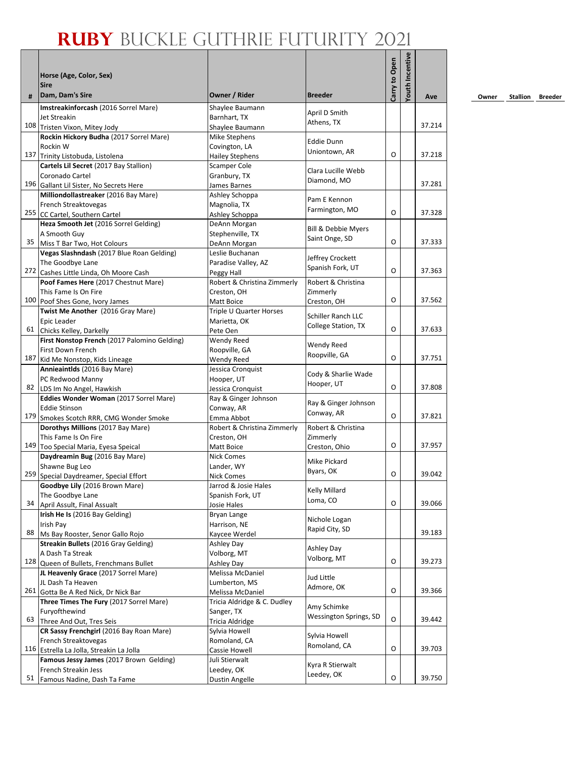# RUBY BUCKLE GUTHRIE FUTURITY 2021

| # | Horse (Age, Color, Sex) Sire Dam, Dam's Sire | Owner / Rider | Breeder | Carry to Open | Youth Incentive | Ave | Owner | Stallion | Breeder |
|---|---|---|---|---|---|---|---|---|---|
| 108 | **Imstreakinforcash** (2016 Sorrel Mare) Jet Streakin Tristen Vixon, Mitey Jody | Shaylee Baumann Barnhart, TX Shaylee Baumann | April D Smith Athens, TX | | | 37.214 | | | |
| 137 | **Rockin Hickory Budha** (2017 Sorrel Mare) Rockin W Trinity Listobuda, Listolena | Mike Stephens Covington, LA Hailey Stephens | Eddie Dunn Uniontown, AR | O | | 37.218 | | | |
| 196 | **Cartels Lil Secret** (2017 Bay Stallion) Coronado Cartel Gallant Lil Sister, No Secrets Here | Scamper Cole Granbury, TX James Barnes | Clara Lucille Webb Diamond, MO | | | 37.281 | | | |
| 255 | **Milliondollastreaker** (2016 Bay Mare) French Streaktovegas CC Cartel, Southern Cartel | Ashley Schoppa Magnolia, TX Ashley Schoppa | Pam E Kennon Farmington, MO | O | | 37.328 | | | |
| 35 | **Heza Smooth Jet** (2016 Sorrel Gelding) A Smooth Guy Miss T Bar Two, Hot Colours | DeAnn Morgan Stephenville, TX DeAnn Morgan | Bill & Debbie Myers Saint Onge, SD | O | | 37.333 | | | |
| 272 | **Vegas Slashndash** (2017 Blue Roan Gelding) The Goodbye Lane Cashes Little Linda, Oh Moore Cash | Leslie Buchanan Paradise Valley, AZ Peggy Hall | Jeffrey Crockett Spanish Fork, UT | O | | 37.363 | | | |
| 100 | **Poof Fames Here** (2017 Chestnut Mare) This Fame Is On Fire Poof Shes Gone, Ivory James | Robert & Christina Zimmerly Creston, OH Matt Boice | Robert & Christina Zimmerly Creston, OH | O | | 37.562 | | | |
| 61 | **Twist Me Another** (2016 Gray Mare) Epic Leader Chicks Kelley, Darkelly | Triple U Quarter Horses Marietta, OK Pete Oen | Schiller Ranch LLC College Station, TX | O | | 37.633 | | | |
| 187 | **First Nonstop French** (2017 Palomino Gelding) First Down French Kid Me Nonstop, Kids Lineage | Wendy Reed Roopville, GA Wendy Reed | Wendy Reed Roopville, GA | O | | 37.751 | | | |
| 82 | **Annieaintlds** (2016 Bay Mare) PC Redwood Manny LDS Im No Angel, Hawkish | Jessica Cronquist Hooper, UT Jessica Cronquist | Cody & Sharlie Wade Hooper, UT | O | | 37.808 | | | |
| 179 | **Eddies Wonder Woman** (2017 Sorrel Mare) Eddie Stinson Smokes Scotch RRR, CMG Wonder Smoke | Ray & Ginger Johnson Conway, AR Emma Abbot | Ray & Ginger Johnson Conway, AR | O | | 37.821 | | | |
| 149 | **Dorothys Millions** (2017 Bay Mare) This Fame Is On Fire Too Special Maria, Eyesa Speical | Robert & Christina Zimmerly Creston, OH Matt Boice | Robert & Christina Zimmerly Creston, Ohio | O | | 37.957 | | | |
| 259 | **Daydreamin Bug** (2016 Bay Mare) Shawne Bug Leo Special Daydreamer, Special Effort | Nick Comes Lander, WY Nick Comes | Mike Pickard Byars, OK | O | | 39.042 | | | |
| 34 | **Goodbye Lily** (2016 Brown Mare) The Goodbye Lane April Assault, Final Assault | Jarrod & Josie Hales Spanish Fork, UT Josie Hales | Kelly Millard Loma, CO | O | | 39.066 | | | |
| 88 | **Irish He Is** (2016 Bay Gelding) Irish Pay Ms Bay Rooster, Senor Gallo Rojo | Bryan Lange Harrison, NE Kaycee Werdel | Nichole Logan Rapid City, SD | | | 39.183 | | | |
| 128 | **Streakin Bullets** (2016 Gray Gelding) A Dash Ta Streak Queen of Bullets, Frenchmans Bullet | Ashley Day Volborg, MT Ashley Day | Ashley Day Volborg, MT | O | | 39.273 | | | |
| 261 | **JL Heavenly Grace** (2017 Sorrel Mare) JL Dash Ta Heaven Gotta Be A Red Nick, Dr Nick Bar | Melissa McDaniel Lumberton, MS Melissa McDaniel | Jud Little Admore, OK | O | | 39.366 | | | |
| 63 | **Three Times The Fury** (2017 Sorrel Mare) Furyofthewind Three And Out, Tres Seis | Tricia Aldridge & C. Dudley Sanger, TX Tricia Aldridge | Amy Schimke Wessington Springs, SD | O | | 39.442 | | | |
| 116 | **CR Sassy Frenchgirl** (2016 Bay Roan Mare) French Streaktovegas Estrella La Jolla, Streakin La Jolla | Sylvia Howell Romoland, CA Cassie Howell | Sylvia Howell Romoland, CA | O | | 39.703 | | | |
| 51 | **Famous Jessy James** (2017 Brown Gelding) French Streakin Jess Famous Nadine, Dash Ta Fame | Juli Stierwalt Leedey, OK Dustin Angelle | Kyra R Stierwalt Leedey, OK | O | | 39.750 | | | |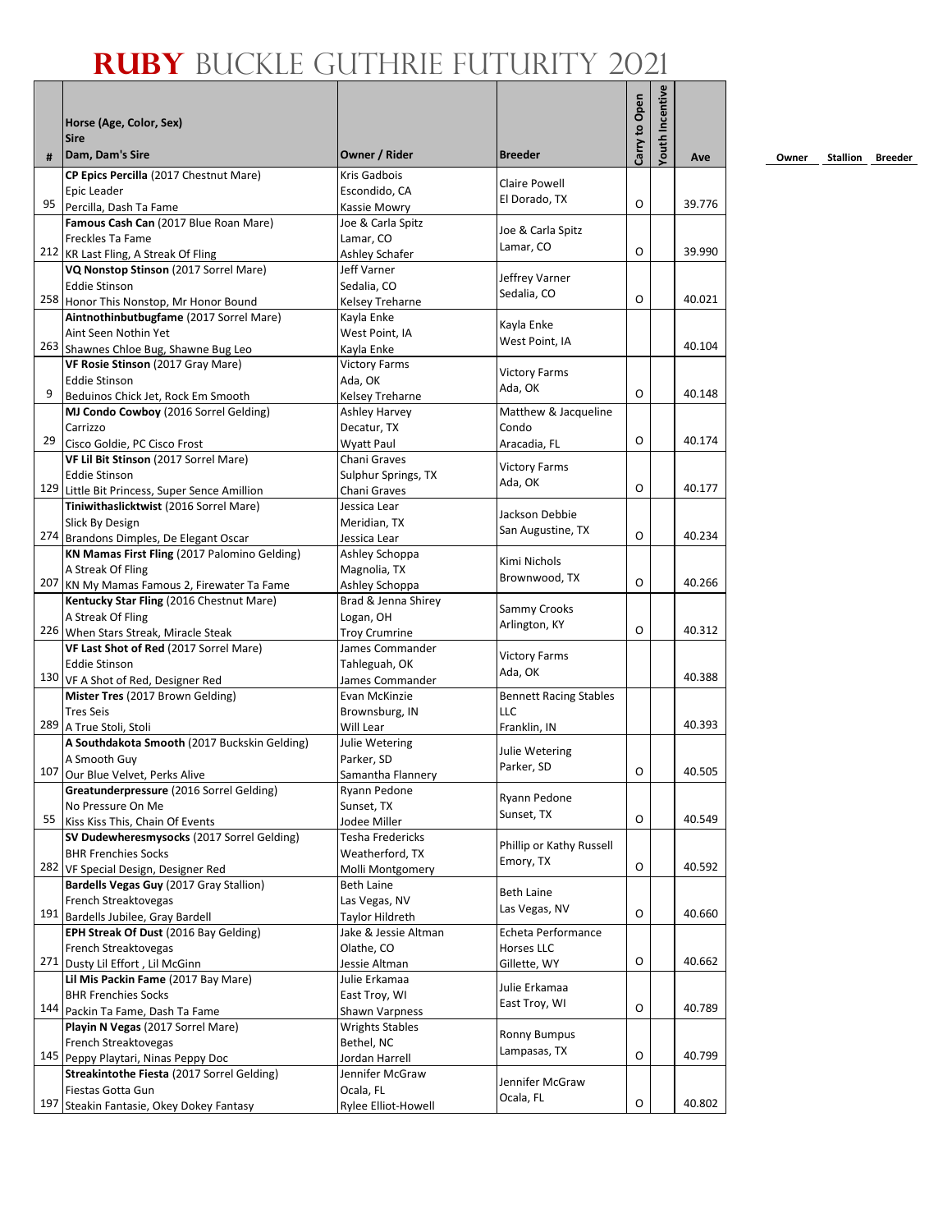# RUBY BUCKLE GUTHRIE FUTURITY 2021

| # | Horse (Age, Color, Sex) Sire Dam, Dam's Sire | Owner / Rider | Breeder | Carry to Open | Youth Incentive | Ave | Owner | Stallion | Breeder |
|---|---|---|---|---|---|---|---|---|---|
| 95 | **CP Epics Percilla** (2017 Chestnut Mare) Epic Leader Percilla, Dash Ta Fame | Kris Gadbois Escondido, CA Kassie Mowry | Claire Powell El Dorado, TX | O | | 39.776 | | | |
| 212 | **Famous Cash Can** (2017 Blue Roan Mare) Freckles Ta Fame KR Last Fling, A Streak Of Fling | Joe & Carla Spitz Lamar, CO Ashley Schafer | Joe & Carla Spitz Lamar, CO | O | | 39.990 | | | |
| 258 | **VQ Nonstop Stinson** (2017 Sorrel Mare) Eddie Stinson Honor This Nonstop, Mr Honor Bound | Jeff Varner Sedalia, CO Kelsey Treharne | Jeffrey Varner Sedalia, CO | O | | 40.021 | | | |
| 263 | **Aintnothinbutbugfame** (2017 Sorrel Mare) Aint Seen Nothin Yet Shawnes Chloe Bug, Shawne Bug Leo | Kayla Enke West Point, IA Kayla Enke | Kayla Enke West Point, IA | | | 40.104 | | | |
| 9 | **VF Rosie Stinson** (2017 Gray Mare) Eddie Stinson Beduinos Chick Jet, Rock Em Smooth | Victory Farms Ada, OK Kelsey Treharne | Victory Farms Ada, OK | O | | 40.148 | | | |
| 29 | **MJ Condo Cowboy** (2016 Sorrel Gelding) Carrizzo Cisco Goldie, PC Cisco Frost | Ashley Harvey Decatur, TX Wyatt Paul | Matthew & Jacqueline Condo Aracadia, FL | O | | 40.174 | | | |
| 129 | **VF Lil Bit Stinson** (2017 Sorrel Mare) Eddie Stinson Little Bit Princess, Super Sence Amillion | Chani Graves Sulphur Springs, TX Chani Graves | Victory Farms Ada, OK | O | | 40.177 | | | |
| 274 | **Tiniwithaslicktwist** (2016 Sorrel Mare) Slick By Design Brandons Dimples, De Elegant Oscar | Jessica Lear Meridian, TX Jessica Lear | Jackson Debbie San Augustine, TX | O | | 40.234 | | | |
| 207 | **KN Mamas First Fling** (2017 Palomino Gelding) A Streak Of Fling KN My Mamas Famous 2, Firewater Ta Fame | Ashley Schoppa Magnolia, TX Ashley Schoppa | Kimi Nichols Brownwood, TX | O | | 40.266 | | | |
| 226 | **Kentucky Star Fling** (2016 Chestnut Mare) A Streak Of Fling When Stars Streak, Miracle Steak | Brad & Jenna Shirey Logan, OH Troy Crumrine | Sammy Crooks Arlington, KY | O | | 40.312 | | | |
| 130 | **VF Last Shot of Red** (2017 Sorrel Mare) Eddie Stinson VF A Shot of Red, Designer Red | James Commander Tahleguah, OK James Commander | Victory Farms Ada, OK | | | 40.388 | | | |
| 289 | **Mister Tres** (2017 Brown Gelding) Tres Seis A True Stoli, Stoli | Evan McKinzie Brownsburg, IN Will Lear | Bennett Racing Stables LLC Franklin, IN | | | 40.393 | | | |
| 107 | **A Southdakota Smooth** (2017 Buckskin Gelding) A Smooth Guy Our Blue Velvet, Perks Alive | Julie Wetering Parker, SD Samantha Flannery | Julie Wetering Parker, SD | O | | 40.505 | | | |
| 55 | **Greatunderpressure** (2016 Sorrel Gelding) No Pressure On Me Kiss Kiss This, Chain Of Events | Ryann Pedone Sunset, TX Jodee Miller | Ryann Pedone Sunset, TX | O | | 40.549 | | | |
| 282 | **SV Dudewheresmysocks** (2017 Sorrel Gelding) BHR Frenchies Socks VF Special Design, Designer Red | Tesha Fredericks Weatherford, TX Molli Montgomery | Phillip or Kathy Russell Emory, TX | O | | 40.592 | | | |
| 191 | **Bardells Vegas Guy** (2017 Gray Stallion) French Streaktovegas Bardells Jubilee, Gray Bardell | Beth Laine Las Vegas, NV Taylor Hildreth | Beth Laine Las Vegas, NV | O | | 40.660 | | | |
| 271 | **EPH Streak Of Dust** (2016 Bay Gelding) French Streaktovegas Dusty Lil Effort , Lil McGinn | Jake & Jessie Altman Olathe, CO Jessie Altman | Echeta Performance Horses LLC Gillette, WY | O | | 40.662 | | | |
| 144 | **Lil Mis Packin Fame** (2017 Bay Mare) BHR Frenchies Socks Packin Ta Fame, Dash Ta Fame | Julie Erkamaa East Troy, WI Shawn Varpness | Julie Erkamaa East Troy, WI | O | | 40.789 | | | |
| 145 | **Playin N Vegas** (2017 Sorrel Mare) French Streaktovegas Peppy Playtari, Ninas Peppy Doc | Wrights Stables Bethel, NC Jordan Harrell | Ronny Bumpus Lampasas, TX | O | | 40.799 | | | |
| 197 | **Streakintothe Fiesta** (2017 Sorrel Gelding) Fiestas Gotta Gun Steakin Fantasie, Okey Dokey Fantasy | Jennifer McGraw Ocala, FL Rylee Elliot-Howell | Jennifer McGraw Ocala, FL | O | | 40.802 | | | |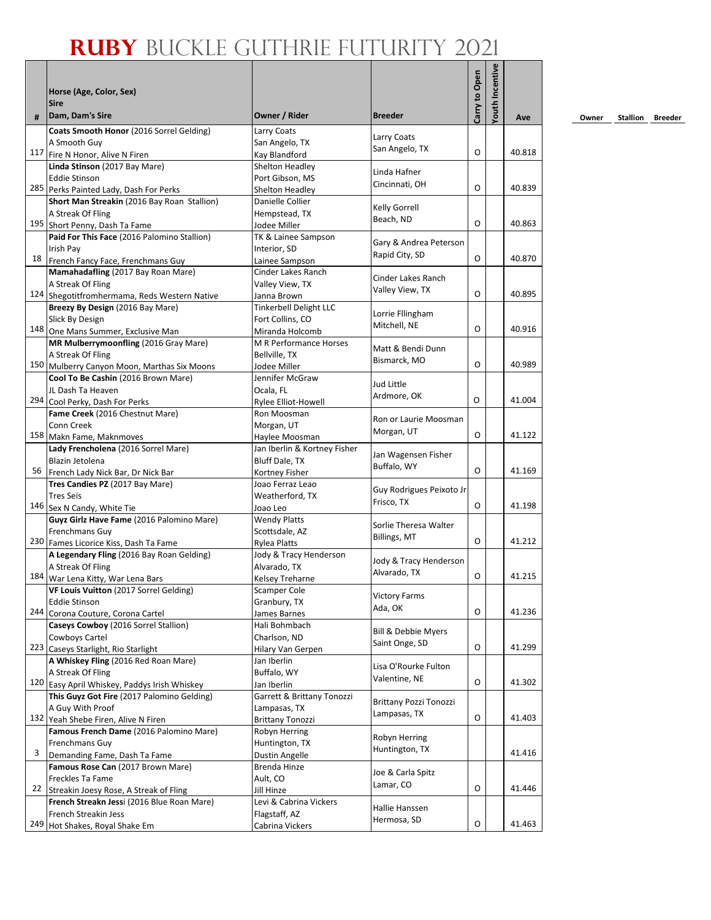# RUBY BUCKLE GUTHRIE FUTURITY 2021

| # | Horse (Age, Color, Sex)<br>Sire<br>Dam, Dam's Sire | Owner / Rider | Breeder | Carry to Open | Youth Incentive | Ave | Owner | Stallion | Breeder |
|---|---|---|---|---|---|---|---|---|---|
| 117 | **Coats Smooth Honor** (2016 Sorrel Gelding)<br>A Smooth Guy<br>Fire N Honor, Alive N Firen | Larry Coats<br>San Angelo, TX<br>Kay Blandford | Larry Coats<br>San Angelo, TX | O | | 40.818 | | | |
| 285 | **Linda Stinson** (2017 Bay Mare)<br>Eddie Stinson<br>Perks Painted Lady, Dash For Perks | Shelton Headley<br>Port Gibson, MS<br>Shelton Headley | Linda Hafner<br>Cincinnati, OH | O | | 40.839 | | | |
| 195 | **Short Man Streakin** (2016 Bay Roan Stallion)<br>A Streak Of Fling<br>Short Penny, Dash Ta Fame | Danielle Collier<br>Hempstead, TX<br>Jodee Miller | Kelly Gorrell<br>Beach, ND | O | | 40.863 | | | |
| 18 | **Paid For This Face** (2016 Palomino Stallion)<br>Irish Pay<br>French Fancy Face, Frenchmans Guy | TK & Lainee Sampson<br>Interior, SD<br>Lainee Sampson | Gary & Andrea Peterson<br>Rapid City, SD | O | | 40.870 | | | |
| 124 | **Mamahadafling** (2017 Bay Roan Mare)<br>A Streak Of Fling<br>Shegotitfromhermama, Reds Western Native | Cinder Lakes Ranch<br>Valley View, TX<br>Janna Brown | Cinder Lakes Ranch<br>Valley View, TX | O | | 40.895 | | | |
| 148 | **Breezy By Design** (2016 Bay Mare)<br>Slick By Design<br>One Mans Summer, Exclusive Man | Tinkerbell Delight LLC<br>Fort Collins, CO<br>Miranda Holcomb | Lorrie Fllingham<br>Mitchell, NE | O | | 40.916 | | | |
| 150 | **MR Mulberrymoonfling** (2016 Gray Mare)<br>A Streak Of Fling<br>Mulberry Canyon Moon, Marthas Six Moons | M R Performance Horses<br>Bellville, TX<br>Jodee Miller | Matt & Bendi Dunn<br>Bismarck, MO | O | | 40.989 | | | |
| 294 | **Cool To Be Cashin** (2016 Brown Mare)<br>JL Dash Ta Heaven<br>Cool Perky, Dash For Perks | Jennifer McGraw<br>Ocala, FL<br>Rylee Elliot-Howell | Jud Little<br>Ardmore, OK | O | | 41.004 | | | |
| 158 | **Fame Creek** (2016 Chestnut Mare)<br>Conn Creek<br>Makn Fame, Maknmoves | Ron Moosman<br>Morgan, UT<br>Haylee Moosman | Ron or Laurie Moosman<br>Morgan, UT | O | | 41.122 | | | |
| 56 | **Lady Frencholena** (2016 Sorrel Mare)<br>Blazin Jetolena<br>French Lady Nick Bar, Dr Nick Bar | Jan Iberlin & Kortney Fisher<br>Bluff Dale, TX<br>Kortney Fisher | Jan Wagensen Fisher<br>Buffalo, WY | O | | 41.169 | | | |
| 146 | **Tres Candies PZ** (2017 Bay Mare)<br>Tres Seis<br>Sex N Candy, White Tie | Joao Ferraz Leao<br>Weatherford, TX<br>Joao Leo | Guy Rodrigues Peixoto Jr<br>Frisco, TX | O | | 41.198 | | | |
| 230 | **Guyz Girlz Have Fame** (2016 Palomino Mare)<br>Frenchmans Guy<br>Fames Licorice Kiss, Dash Ta Fame | Wendy Platts<br>Scottsdale, AZ<br>Rylea Platts | Sorlie Theresa Walter<br>Billings, MT | O | | 41.212 | | | |
| 184 | **A Legendary Fling** (2016 Bay Roan Gelding)<br>A Streak Of Fling<br>War Lena Kitty, War Lena Bars | Jody & Tracy Henderson<br>Alvarado, TX<br>Kelsey Treharne | Jody & Tracy Henderson<br>Alvarado, TX | O | | 41.215 | | | |
| 244 | **VF Louis Vuitton** (2017 Sorrel Gelding)<br>Eddie Stinson<br>Corona Couture, Corona Cartel | Scamper Cole<br>Granbury, TX<br>James Barnes | Victory Farms<br>Ada, OK | O | | 41.236 | | | |
| 223 | **Caseys Cowboy** (2016 Sorrel Stallion)<br>Cowboys Cartel<br>Caseys Starlight, Rio Starlight | Hali Bohmbach<br>Charlson, ND<br>Hilary Van Gerpen | Bill & Debbie Myers<br>Saint Onge, SD | O | | 41.299 | | | |
| 120 | **A Whiskey Fling** (2016 Red Roan Mare)<br>A Streak Of Fling<br>Easy April Whiskey, Paddys Irish Whiskey | Jan Iberlin<br>Buffalo, WY<br>Jan Iberlin | Lisa O'Rourke Fulton<br>Valentine, NE | O | | 41.302 | | | |
| 132 | **This Guyz Got Fire** (2017 Palomino Gelding)<br>A Guy With Proof<br>Yeah Shebe Firen, Alive N Firen | Garrett & Brittany Tonozzi<br>Lampasas, TX<br>Brittany Tonozzi | Brittany Pozzi Tonozzi<br>Lampasas, TX | O | | 41.403 | | | |
| 3 | **Famous French Dame** (2016 Palomino Mare)<br>Frenchmans Guy<br>Demanding Fame, Dash Ta Fame | Robyn Herring<br>Huntington, TX<br>Dustin Angelle | Robyn Herring<br>Huntington, TX | | | 41.416 | | | |
| 22 | **Famous Rose Can** (2017 Brown Mare)<br>Freckles Ta Fame<br>Streakin Joesy Rose, A Streak of Fling | Brenda Hinze<br>Ault, CO<br>Jill Hinze | Joe & Carla Spitz<br>Lamar, CO | O | | 41.446 | | | |
| 249 | **French Streakn Jessi** (2016 Blue Roan Mare)<br>French Streakin Jess<br>Hot Shakes, Royal Shake Em | Levi & Cabrina Vickers<br>Flagstaff, AZ<br>Cabrina Vickers | Hallie Hanssen<br>Hermosa, SD | O | | 41.463 | | | |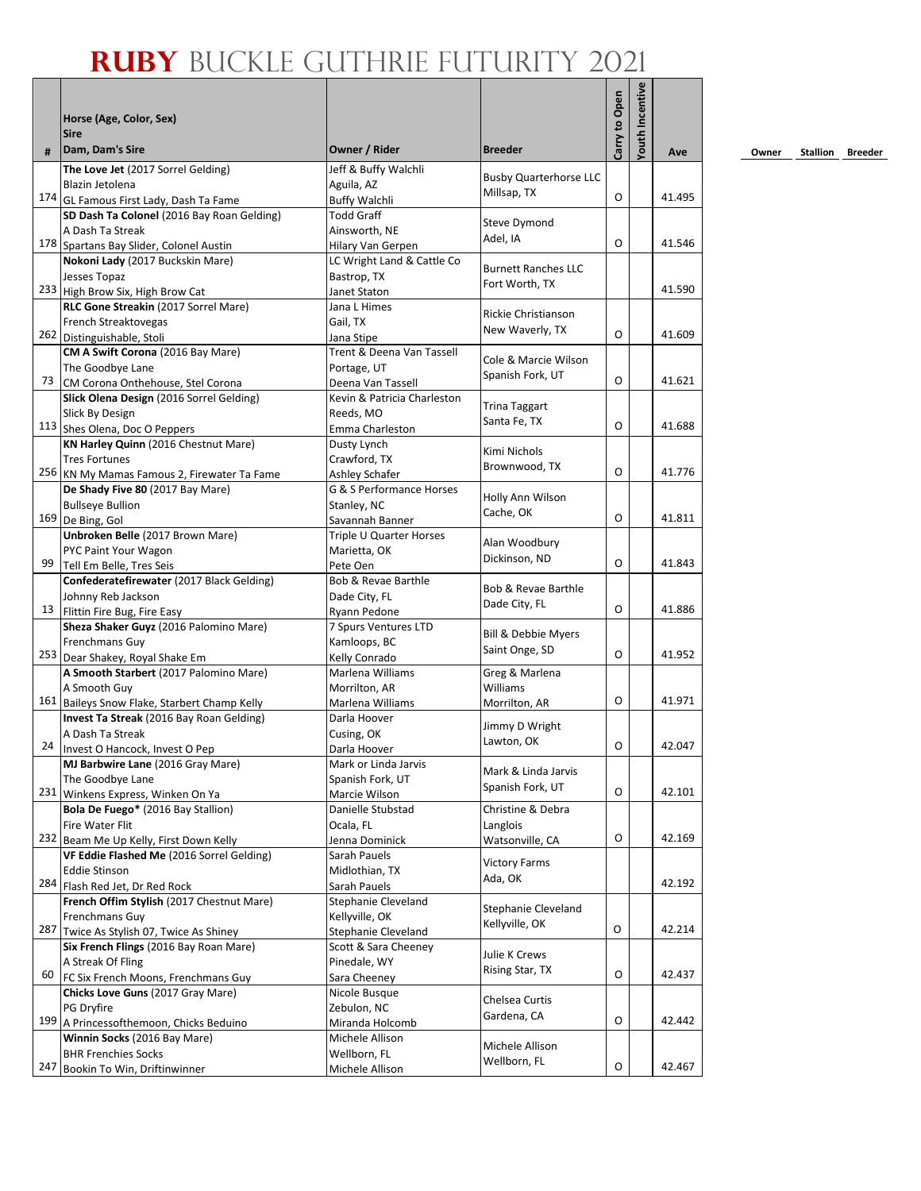# RUBY BUCKLE GUTHRIE FUTURITY 2021

| # | Horse (Age, Color, Sex)<br>Sire<br>Dam, Dam's Sire | Owner / Rider | Breeder | Carry to Open | Youth Incentive | Ave | Owner | Stallion | Breeder |
|---|---|---|---|---|---|---|---|---|---|
| 174 | **The Love Jet** (2017 Sorrel Gelding)<br>Blazin Jetolena<br>GL Famous First Lady, Dash Ta Fame | Jeff & Buffy Walchli<br>Aguila, AZ<br>Buffy Walchli | Busby Quarterhorse LLC<br>Millsap, TX | O | | 41.495 | | | |
| 178 | **SD Dash Ta Colonel** (2016 Bay Roan Gelding)<br>A Dash Ta Streak<br>Spartans Bay Slider, Colonel Austin | Todd Graff<br>Ainsworth, NE<br>Hilary Van Gerpen | Steve Dymond<br>Adel, IA | O | | 41.546 | | | |
| 233 | **Nokoni Lady** (2017 Buckskin Mare)<br>Jesses Topaz<br>High Brow Six, High Brow Cat | LC Wright Land & Cattle Co<br>Bastrop, TX<br>Janet Staton | Burnett Ranches LLC<br>Fort Worth, TX | | | 41.590 | | | |
| 262 | **RLC Gone Streakin** (2017 Sorrel Mare)<br>French Streaktovegas<br>Distinguishable, Stoli | Jana L Himes<br>Gail, TX<br>Jana Stipe | Rickie Christianson<br>New Waverly, TX | O | | 41.609 | | | |
| 73 | **CM A Swift Corona** (2016 Bay Mare)<br>The Goodbye Lane<br>CM Corona Onthehouse, Stel Corona | Trent & Deena Van Tassell<br>Portage, UT<br>Deena Van Tassell | Cole & Marcie Wilson<br>Spanish Fork, UT | O | | 41.621 | | | |
| 113 | **Slick Olena Design** (2016 Sorrel Gelding)<br>Slick By Design<br>Shes Olena, Doc O Peppers | Kevin & Patricia Charleston<br>Reeds, MO<br>Emma Charleston | Trina Taggart<br>Santa Fe, TX | O | | 41.688 | | | |
| 256 | **KN Harley Quinn** (2016 Chestnut Mare)<br>Tres Fortunes<br>KN My Mamas Famous 2, Firewater Ta Fame | Dusty Lynch<br>Crawford, TX<br>Ashley Schafer | Kimi Nichols<br>Brownwood, TX | O | | 41.776 | | | |
| 169 | **De Shady Five 80** (2017 Bay Mare)<br>Bullseye Bullion<br>De Bing, Gol | G & S Performance Horses<br>Stanley, NC<br>Savannah Banner | Holly Ann Wilson<br>Cache, OK | O | | 41.811 | | | |
| 99 | **Unbroken Belle** (2017 Brown Mare)<br>PYC Paint Your Wagon<br>Tell Em Belle, Tres Seis | Triple U Quarter Horses<br>Marietta, OK<br>Pete Oen | Alan Woodbury<br>Dickinson, ND | O | | 41.843 | | | |
| 13 | **Confederatefirewater** (2017 Black Gelding)<br>Johnny Reb Jackson<br>Flittin Fire Bug, Fire Easy | Bob & Revae Barthle<br>Dade City, FL<br>Ryann Pedone | Bob & Revae Barthle<br>Dade City, FL | O | | 41.886 | | | |
| 253 | **Sheza Shaker Guyz** (2016 Palomino Mare)<br>Frenchmans Guy<br>Dear Shakey, Royal Shake Em | 7 Spurs Ventures LTD<br>Kamloops, BC<br>Kelly Conrado | Bill & Debbie Myers<br>Saint Onge, SD | O | | 41.952 | | | |
| 161 | **A Smooth Starbert** (2017 Palomino Mare)<br>A Smooth Guy<br>Baileys Snow Flake, Starbert Champ Kelly | Marlena Williams<br>Morrilton, AR<br>Marlena Williams | Greg & Marlena Williams<br>Morrilton, AR | O | | 41.971 | | | |
| 24 | **Invest Ta Streak** (2016 Bay Roan Gelding)<br>A Dash Ta Streak<br>Invest O Hancock, Invest O Pep | Darla Hoover<br>Cusing, OK<br>Darla Hoover | Jimmy D Wright<br>Lawton, OK | O | | 42.047 | | | |
| 231 | **MJ Barbwire Lane** (2016 Gray Mare)<br>The Goodbye Lane<br>Winkens Express, Winken On Ya | Mark or Linda Jarvis<br>Spanish Fork, UT<br>Marcie Wilson | Mark & Linda Jarvis<br>Spanish Fork, UT | O | | 42.101 | | | |
| 232 | **Bola De Fuego*** (2016 Bay Stallion)<br>Fire Water Flit<br>Beam Me Up Kelly, First Down Kelly | Danielle Stubstad<br>Ocala, FL<br>Jenna Dominick | Christine & Debra Langlois<br>Watsonville, CA | O | | 42.169 | | | |
| 284 | **VF Eddie Flashed Me** (2016 Sorrel Gelding)<br>Eddie Stinson<br>Flash Red Jet, Dr Red Rock | Sarah Pauels<br>Midlothian, TX<br>Sarah Pauels | Victory Farms<br>Ada, OK | | | 42.192 | | | |
| 287 | **French Offim Stylish** (2017 Chestnut Mare)<br>Frenchmans Guy<br>Twice As Stylish 07, Twice As Shiney | Stephanie Cleveland<br>Kellyville, OK<br>Stephanie Cleveland | Stephanie Cleveland<br>Kellyville, OK | O | | 42.214 | | | |
| 60 | **Six French Flings** (2016 Bay Roan Mare)<br>A Streak Of Fling<br>FC Six French Moons, Frenchmans Guy | Scott & Sara Cheeney<br>Pinedale, WY<br>Sara Cheeney | Julie K Crews<br>Rising Star, TX | O | | 42.437 | | | |
| 199 | **Chicks Love Guns** (2017 Gray Mare)<br>PG Dryfire<br>A Princessofthemoon, Chicks Beduino | Nicole Busque<br>Zebulon, NC<br>Miranda Holcomb | Chelsea Curtis<br>Gardena, CA | O | | 42.442 | | | |
| 247 | **Winnin Socks** (2016 Bay Mare)<br>BHR Frenchies Socks<br>Bookin To Win, Driftinwinner | Michele Allison<br>Wellborn, FL<br>Michele Allison | Michele Allison<br>Wellborn, FL | O | | 42.467 | | | |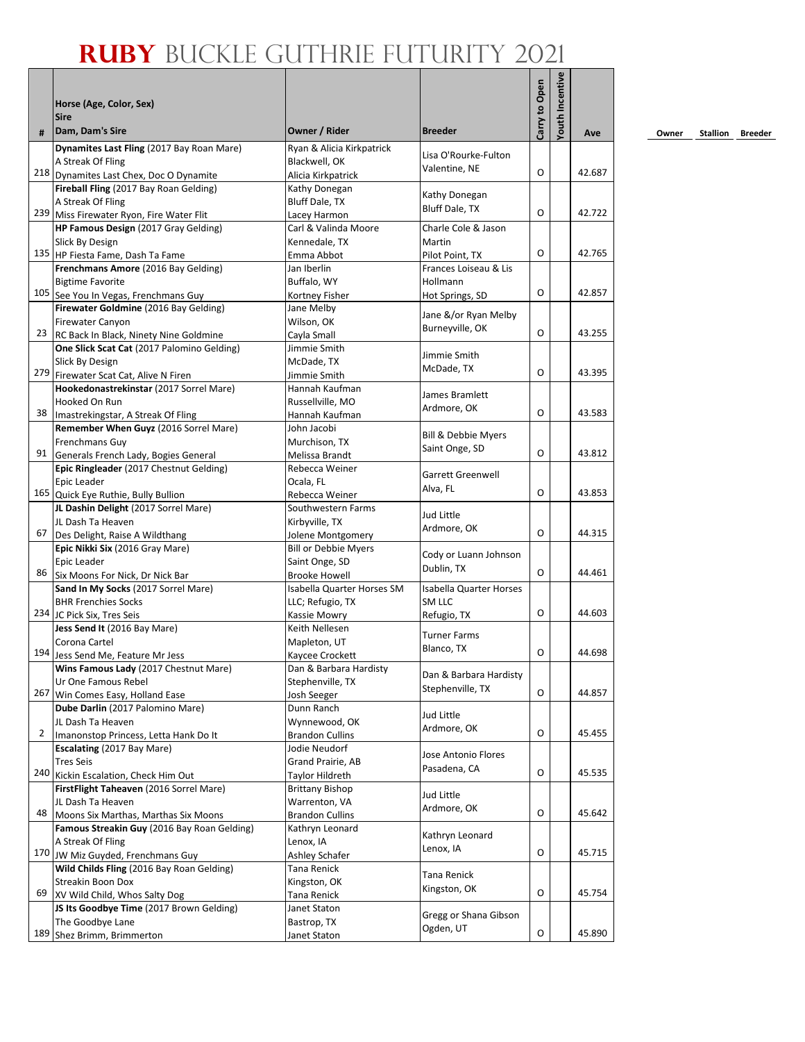# RUBY BUCKLE GUTHRIE FUTURITY 2021

| # | Horse (Age, Color, Sex)<br>Sire<br>Dam, Dam's Sire | Owner / Rider | Breeder | Carry to Open | Youth Incentive | Ave | Owner | Stallion | Breeder |
|---|---|---|---|---|---|---|---|---|---|
| 218 | **Dynamites Last Fling** (2017 Bay Roan Mare)<br>A Streak Of Fling<br>Dynamites Last Chex, Doc O Dynamite | Ryan & Alicia Kirkpatrick<br>Blackwell, OK<br>Alicia Kirkpatrick | Lisa O'Rourke-Fulton<br>Valentine, NE | O | | 42.687 | | | |
| 239 | **Fireball Fling** (2017 Bay Roan Gelding)<br>A Streak Of Fling<br>Miss Firewater Ryon, Fire Water Flit | Kathy Donegan<br>Bluff Dale, TX<br>Lacey Harmon | Kathy Donegan<br>Bluff Dale, TX | O | | 42.722 | | | |
| 135 | **HP Famous Design** (2017 Gray Gelding)<br>Slick By Design<br>HP Fiesta Fame, Dash Ta Fame | Carl & Valinda Moore<br>Kennedale, TX<br>Emma Abbot | Charle Cole & Jason Martin<br>Pilot Point, TX | O | | 42.765 | | | |
| 105 | **Frenchmans Amore** (2016 Bay Gelding)<br>Bigtime Favorite<br>See You In Vegas, Frenchmans Guy | Jan Iberlin<br>Buffalo, WY<br>Kortney Fisher | Frances Loiseau & Lis Hollmann<br>Hot Springs, SD | O | | 42.857 | | | |
| 23 | **Firewater Goldmine** (2016 Bay Gelding)<br>Firewater Canyon<br>RC Back In Black, Ninety Nine Goldmine | Jane Melby<br>Wilson, OK<br>Cayla Small | Jane &/or Ryan Melby<br>Burneyville, OK | O | | 43.255 | | | |
| 279 | **One Slick Scat Cat** (2017 Palomino Gelding)<br>Slick By Design<br>Firewater Scat Cat, Alive N Firen | Jimmie Smith<br>McDade, TX<br>Jimmie Smith | Jimmie Smith<br>McDade, TX | O | | 43.395 | | | |
| 38 | **Hookedonastrekinstar** (2017 Sorrel Mare)<br>Hooked On Run<br>Imastrekingstar, A Streak Of Fling | Hannah Kaufman<br>Russellville, MO<br>Hannah Kaufman | James Bramlett<br>Ardmore, OK | O | | 43.583 | | | |
| 91 | **Remember When Guyz** (2016 Sorrel Mare)<br>Frenchmans Guy<br>Generals French Lady, Bogies General | John Jacobi<br>Murchison, TX<br>Melissa Brandt | Bill & Debbie Myers<br>Saint Onge, SD | O | | 43.812 | | | |
| 165 | **Epic Ringleader** (2017 Chestnut Gelding)<br>Epic Leader<br>Quick Eye Ruthie, Bully Bullion | Rebecca Weiner<br>Ocala, FL<br>Rebecca Weiner | Garrett Greenwell<br>Alva, FL | O | | 43.853 | | | |
| 67 | **JL Dashin Delight** (2017 Sorrel Mare)<br>JL Dash Ta Heaven<br>Des Delight, Raise A Wildthang | Southwestern Farms<br>Kirbyville, TX<br>Jolene Montgomery | Jud Little<br>Ardmore, OK | O | | 44.315 | | | |
| 86 | **Epic Nikki Six** (2016 Gray Mare)<br>Epic Leader<br>Six Moons For Nick, Dr Nick Bar | Bill or Debbie Myers<br>Saint Onge, SD<br>Brooke Howell | Cody or Luann Johnson<br>Dublin, TX | O | | 44.461 | | | |
| 234 | **Sand In My Socks** (2017 Sorrel Mare)<br>BHR Frenchies Socks<br>JC Pick Six, Tres Seis | Isabella Quarter Horses SM LLC; Refugio, TX<br>Kassie Mowry | Isabella Quarter Horses SM LLC<br>Refugio, TX | O | | 44.603 | | | |
| 194 | **Jess Send It** (2016 Bay Mare)<br>Corona Cartel<br>Jess Send Me, Feature Mr Jess | Keith Nellesen<br>Mapleton, UT<br>Kaycee Crockett | Turner Farms<br>Blanco, TX | O | | 44.698 | | | |
| 267 | **Wins Famous Lady** (2017 Chestnut Mare)<br>Ur One Famous Rebel<br>Win Comes Easy, Holland Ease | Dan & Barbara Hardisty<br>Stephenville, TX<br>Josh Seeger | Dan & Barbara Hardisty<br>Stephenville, TX | O | | 44.857 | | | |
| 2 | **Dube Darlin** (2017 Palomino Mare)<br>JL Dash Ta Heaven<br>Imanonstop Princess, Letta Hank Do It | Dunn Ranch<br>Wynnewood, OK<br>Brandon Cullins | Jud Little<br>Ardmore, OK | O | | 45.455 | | | |
| 240 | **Escalating** (2017 Bay Mare)<br>Tres Seis<br>Kickin Escalation, Check Him Out | Jodie Neudorf<br>Grand Prairie, AB<br>Taylor Hildreth | Jose Antonio Flores<br>Pasadena, CA | O | | 45.535 | | | |
| 48 | **FirstFlight Taheaven** (2016 Sorrel Mare)<br>JL Dash Ta Heaven<br>Moons Six Marthas, Marthas Six Moons | Brittany Bishop<br>Warrenton, VA<br>Brandon Cullins | Jud Little<br>Ardmore, OK | O | | 45.642 | | | |
| 170 | **Famous Streakin Guy** (2016 Bay Roan Gelding)<br>A Streak Of Fling<br>JW Miz Guyded, Frenchmans Guy | Kathryn Leonard<br>Lenox, IA<br>Ashley Schafer | Kathryn Leonard<br>Lenox, IA | O | | 45.715 | | | |
| 69 | **Wild Childs Fling** (2016 Bay Roan Gelding)<br>Streakin Boon Dox<br>XV Wild Child, Whos Salty Dog | Tana Renick<br>Kingston, OK<br>Tana Renick | Tana Renick<br>Kingston, OK | O | | 45.754 | | | |
| 189 | **JS Its Goodbye Time** (2017 Brown Gelding)<br>The Goodbye Lane<br>Shez Brimm, Brimmerton | Janet Staton<br>Bastrop, TX<br>Janet Staton | Gregg or Shana Gibson<br>Ogden, UT | O | | 45.890 | | | |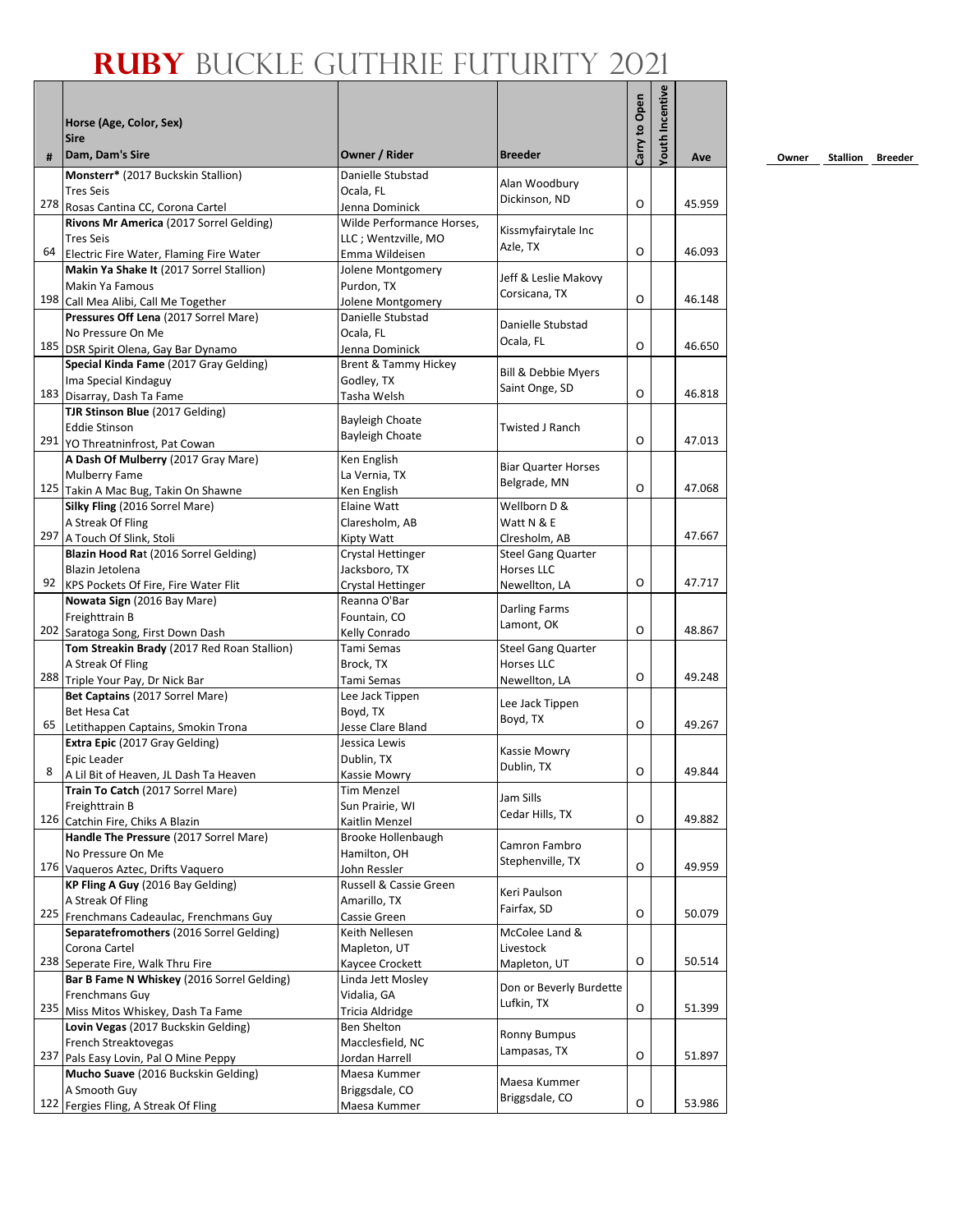# RUBY BUCKLE GUTHRIE FUTURITY 2021

| # | Horse (Age, Color, Sex)<br>Sire<br>Dam, Dam's Sire | Owner / Rider | Breeder | Carry to Open | Youth Incentive | Ave | Owner | Stallion | Breeder |
|---|---|---|---|---|---|---|---|---|---|
| 278 | **Monsterr*** (2017 Buckskin Stallion)<br>Tres Seis<br>Rosas Cantina CC, Corona Cartel | Danielle Stubstad<br>Ocala, FL<br>Jenna Dominick | Alan Woodbury<br>Dickinson, ND | O | | 45.959 | | | |
| 64 | **Rivons Mr America** (2017 Sorrel Gelding)<br>Tres Seis<br>Electric Fire Water, Flaming Fire Water | Wilde Performance Horses, LLC ; Wentzville, MO<br>Emma Wildeisen | Kissmyfairytale Inc<br>Azle, TX | O | | 46.093 | | | |
| 198 | **Makin Ya Shake It** (2017 Sorrel Stallion)<br>Makin Ya Famous<br>Call Mea Alibi, Call Me Together | Jolene Montgomery<br>Purdon, TX<br>Jolene Montgomery | Jeff & Leslie Makovy<br>Corsicana, TX | O | | 46.148 | | | |
| 185 | **Pressures Off Lena** (2017 Sorrel Mare)<br>No Pressure On Me<br>DSR Spirit Olena, Gay Bar Dynamo | Danielle Stubstad<br>Ocala, FL<br>Jenna Dominick | Danielle Stubstad<br>Ocala, FL | O | | 46.650 | | | |
| 183 | **Special Kinda Fame** (2017 Gray Gelding)<br>Ima Special Kindaguy<br>Disarray, Dash Ta Fame | Brent & Tammy Hickey<br>Godley, TX<br>Tasha Welsh | Bill & Debbie Myers<br>Saint Onge, SD | O | | 46.818 | | | |
| 291 | **TJR Stinson Blue** (2017 Gelding)<br>Eddie Stinson<br>YO Threatninfrost, Pat Cowan | Bayleigh Choate<br>Bayleigh Choate | Twisted J Ranch | O | | 47.013 | | | |
| 125 | **A Dash Of Mulberry** (2017 Gray Mare)<br>Mulberry Fame<br>Takin A Mac Bug, Takin On Shawne | Ken English<br>La Vernia, TX<br>Ken English | Biar Quarter Horses<br>Belgrade, MN | O | | 47.068 | | | |
| 297 | **Silky Fling** (2016 Sorrel Mare)<br>A Streak Of Fling<br>A Touch Of Slink, Stoli | Elaine Watt<br>Claresholm, AB<br>Kipty Watt | Wellborn D &<br>Watt N & E<br>Clresholm, AB | | | 47.667 | | | |
| 92 | **Blazin Hood Rat** (2016 Sorrel Gelding)<br>Blazin Jetolena<br>KPS Pockets Of Fire, Fire Water Flit | Crystal Hettinger<br>Jacksboro, TX<br>Crystal Hettinger | Steel Gang Quarter Horses LLC<br>Newellton, LA | O | | 47.717 | | | |
| 202 | **Nowata Sign** (2016 Bay Mare)<br>Freighttrain B<br>Saratoga Song, First Down Dash | Reanna O'Bar<br>Fountain, CO<br>Kelly Conrado | Darling Farms<br>Lamont, OK | O | | 48.867 | | | |
| 288 | **Tom Streakin Brady** (2017 Red Roan Stallion)<br>A Streak Of Fling<br>Triple Your Pay, Dr Nick Bar | Tami Semas<br>Brock, TX<br>Tami Semas | Steel Gang Quarter Horses LLC<br>Newellton, LA | O | | 49.248 | | | |
| 65 | **Bet Captains** (2017 Sorrel Mare)<br>Bet Hesa Cat<br>Letithappen Captains, Smokin Trona | Lee Jack Tippen<br>Boyd, TX<br>Jesse Clare Bland | Lee Jack Tippen<br>Boyd, TX | O | | 49.267 | | | |
| 8 | **Extra Epic** (2017 Gray Gelding)<br>Epic Leader<br>A Lil Bit of Heaven, JL Dash Ta Heaven | Jessica Lewis<br>Dublin, TX<br>Kassie Mowry | Kassie Mowry<br>Dublin, TX | O | | 49.844 | | | |
| 126 | **Train To Catch** (2017 Sorrel Mare)<br>Freighttrain B<br>Catchin Fire, Chiks A Blazin | Tim Menzel<br>Sun Prairie, WI<br>Kaitlin Menzel | Jam Sills<br>Cedar Hills, TX | O | | 49.882 | | | |
| 176 | **Handle The Pressure** (2017 Sorrel Mare)<br>No Pressure On Me<br>Vaqueros Aztec, Drifts Vaquero | Brooke Hollenbaugh<br>Hamilton, OH<br>John Ressler | Camron Fambro<br>Stephenville, TX | O | | 49.959 | | | |
| 225 | **KP Fling A Guy** (2016 Bay Gelding)<br>A Streak Of Fling<br>Frenchmans Cadeaulac, Frenchmans Guy | Russell & Cassie Green<br>Amarillo, TX<br>Cassie Green | Keri Paulson<br>Fairfax, SD | O | | 50.079 | | | |
| 238 | **Separatefromothers** (2016 Sorrel Gelding)<br>Corona Cartel<br>Seperate Fire, Walk Thru Fire | Keith Nellesen<br>Mapleton, UT<br>Kaycee Crockett | McColee Land & Livestock<br>Mapleton, UT | O | | 50.514 | | | |
| 235 | **Bar B Fame N Whiskey** (2016 Sorrel Gelding)<br>Frenchmans Guy<br>Miss Mitos Whiskey, Dash Ta Fame | Linda Jett Mosley<br>Vidalia, GA<br>Tricia Aldridge | Don or Beverly Burdette<br>Lufkin, TX | O | | 51.399 | | | |
| 237 | **Lovin Vegas** (2017 Buckskin Gelding)<br>French Streaktovegas<br>Pals Easy Lovin, Pal O Mine Peppy | Ben Shelton<br>Macclesfield, NC<br>Jordan Harrell | Ronny Bumpus<br>Lampasas, TX | O | | 51.897 | | | |
| 122 | **Mucho Suave** (2016 Buckskin Gelding)<br>A Smooth Guy<br>Fergies Fling, A Streak Of Fling | Maesa Kummer<br>Briggsdale, CO<br>Maesa Kummer | Maesa Kummer<br>Briggsdale, CO | O | | 53.986 | | | |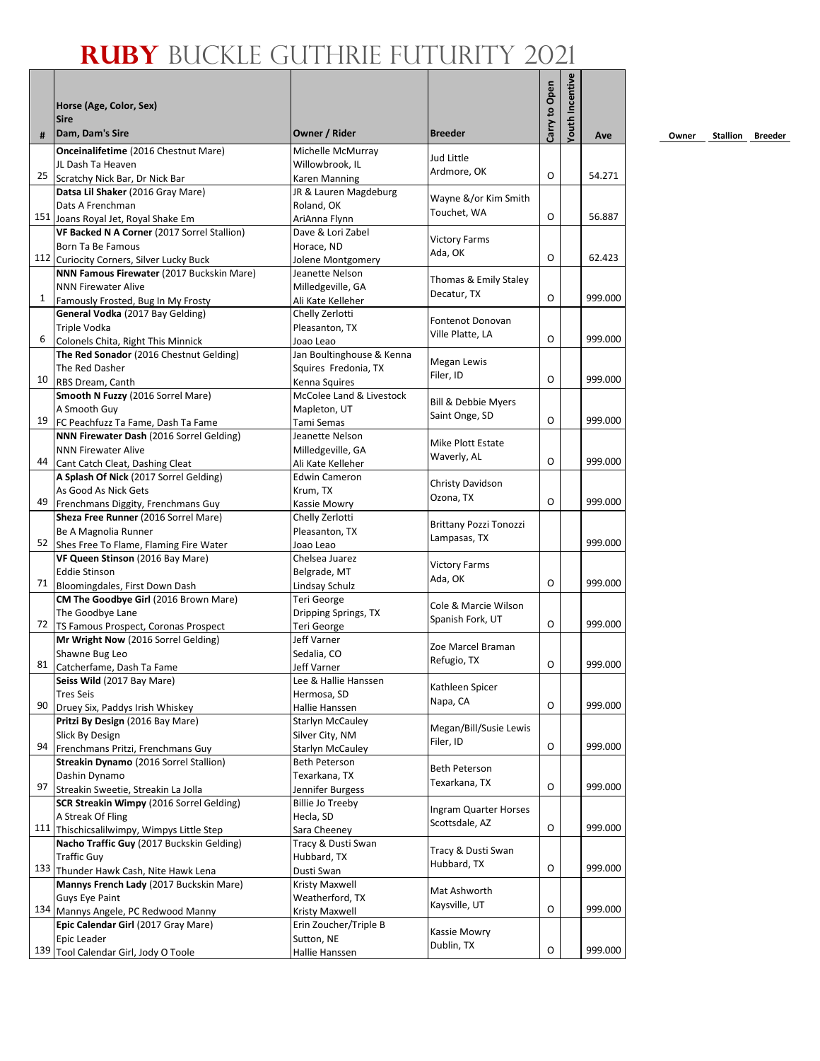# RUBY BUCKLE GUTHRIE FUTURITY 2021

| # | Horse (Age, Color, Sex) Sire Dam, Dam's Sire | Owner / Rider | Breeder | Carry to Open | Youth Incentive | Ave | Owner | Stallion | Breeder |
|---|---|---|---|---|---|---|---|---|---|
| 25 | **Onceinalifetime** (2016 Chestnut Mare) JL Dash Ta Heaven Scratchy Nick Bar, Dr Nick Bar | Michelle McMurray Willowbrook, IL Karen Manning | Jud Little Ardmore, OK | O | | 54.271 | | | |
| 151 | **Datsa Lil Shaker** (2016 Gray Mare) Dats A Frenchman Joans Royal Jet, Royal Shake Em | JR & Lauren Magdeburg Roland, OK AriAnna Flynn | Wayne &/or Kim Smith Touchet, WA | O | | 56.887 | | | |
| 112 | **VF Backed N A Corner** (2017 Sorrel Stallion) Born Ta Be Famous Curiocity Corners, Silver Lucky Buck | Dave & Lori Zabel Horace, ND Jolene Montgomery | Victory Farms Ada, OK | O | | 62.423 | | | |
| 1 | **NNN Famous Firewater** (2017 Buckskin Mare) NNN Firewater Alive Famously Frosted, Bug In My Frosty | Jeanette Nelson Milledgeville, GA Ali Kate Kelleher | Thomas & Emily Staley Decatur, TX | O | | 999.000 | | | |
| 6 | **General Vodka** (2017 Bay Gelding) Triple Vodka Colonels Chita, Right This Minnick | Chelly Zerlotti Pleasanton, TX Joao Leao | Fontenot Donovan Ville Platte, LA | O | | 999.000 | | | |
| 10 | **The Red Sonador** (2016 Chestnut Gelding) The Red Dasher RBS Dream, Canth | Jan Boultinghouse & Kenna Squires Fredonia, TX Kenna Squires | Megan Lewis Filer, ID | O | | 999.000 | | | |
| 19 | **Smooth N Fuzzy** (2016 Sorrel Mare) A Smooth Guy FC Peachfuzz Ta Fame, Dash Ta Fame | McColee Land & Livestock Mapleton, UT Tami Semas | Bill & Debbie Myers Saint Onge, SD | O | | 999.000 | | | |
| 44 | **NNN Firewater Dash** (2016 Sorrel Gelding) NNN Firewater Alive Cant Catch Cleat, Dashing Cleat | Jeanette Nelson Milledgeville, GA Ali Kate Kelleher | Mike Plott Estate Waverly, AL | O | | 999.000 | | | |
| 49 | **A Splash Of Nick** (2017 Sorrel Gelding) As Good As Nick Gets Frenchmans Diggity, Frenchmans Guy | Edwin Cameron Krum, TX Kassie Mowry | Christy Davidson Ozona, TX | O | | 999.000 | | | |
| 52 | **Sheza Free Runner** (2016 Sorrel Mare) Be A Magnolia Runner Shes Free To Flame, Flaming Fire Water | Chelly Zerlotti Pleasanton, TX Joao Leao | Brittany Pozzi Tonozzi Lampasas, TX | | | 999.000 | | | |
| 71 | **VF Queen Stinson** (2016 Bay Mare) Eddie Stinson Bloomingdales, First Down Dash | Chelsea Juarez Belgrade, MT Lindsay Schulz | Victory Farms Ada, OK | O | | 999.000 | | | |
| 72 | **CM The Goodbye Girl** (2016 Brown Mare) The Goodbye Lane TS Famous Prospect, Coronas Prospect | Teri George Dripping Springs, TX Teri George | Cole & Marcie Wilson Spanish Fork, UT | O | | 999.000 | | | |
| 81 | **Mr Wright Now** (2016 Sorrel Gelding) Shawne Bug Leo Catcherfame, Dash Ta Fame | Jeff Varner Sedalia, CO Jeff Varner | Zoe Marcel Braman Refugio, TX | O | | 999.000 | | | |
| 90 | **Seiss Wild** (2017 Bay Mare) Tres Seis Druey Six, Paddys Irish Whiskey | Lee & Hallie Hanssen Hermosa, SD Hallie Hanssen | Kathleen Spicer Napa, CA | O | | 999.000 | | | |
| 94 | **Pritzi By Design** (2016 Bay Mare) Slick By Design Frenchmans Pritzi, Frenchmans Guy | Starlyn McCauley Silver City, NM Starlyn McCauley | Megan/Bill/Susie Lewis Filer, ID | O | | 999.000 | | | |
| 97 | **Streakin Dynamo** (2016 Sorrel Stallion) Dashin Dynamo Streakin Sweetie, Streakin La Jolla | Beth Peterson Texarkana, TX Jennifer Burgess | Beth Peterson Texarkana, TX | O | | 999.000 | | | |
| 111 | **SCR Streakin Wimpy** (2016 Sorrel Gelding) A Streak Of Fling Thischicsalilwimpy, Wimpys Little Step | Billie Jo Treeby Hecla, SD Sara Cheeney | Ingram Quarter Horses Scottsdale, AZ | O | | 999.000 | | | |
| 133 | **Nacho Traffic Guy** (2017 Buckskin Gelding) Traffic Guy Thunder Hawk Cash, Nite Hawk Lena | Tracy & Dusti Swan Hubbard, TX Dusti Swan | Tracy & Dusti Swan Hubbard, TX | O | | 999.000 | | | |
| 134 | **Mannys French Lady** (2017 Buckskin Mare) Guys Eye Paint Mannys Angele, PC Redwood Manny | Kristy Maxwell Weatherford, TX Kristy Maxwell | Mat Ashworth Kaysville, UT | O | | 999.000 | | | |
| 139 | **Epic Calendar Girl** (2017 Gray Mare) Epic Leader Tool Calendar Girl, Jody O Toole | Erin Zoucher/Triple B Sutton, NE Hallie Hanssen | Kassie Mowry Dublin, TX | O | | 999.000 | | | |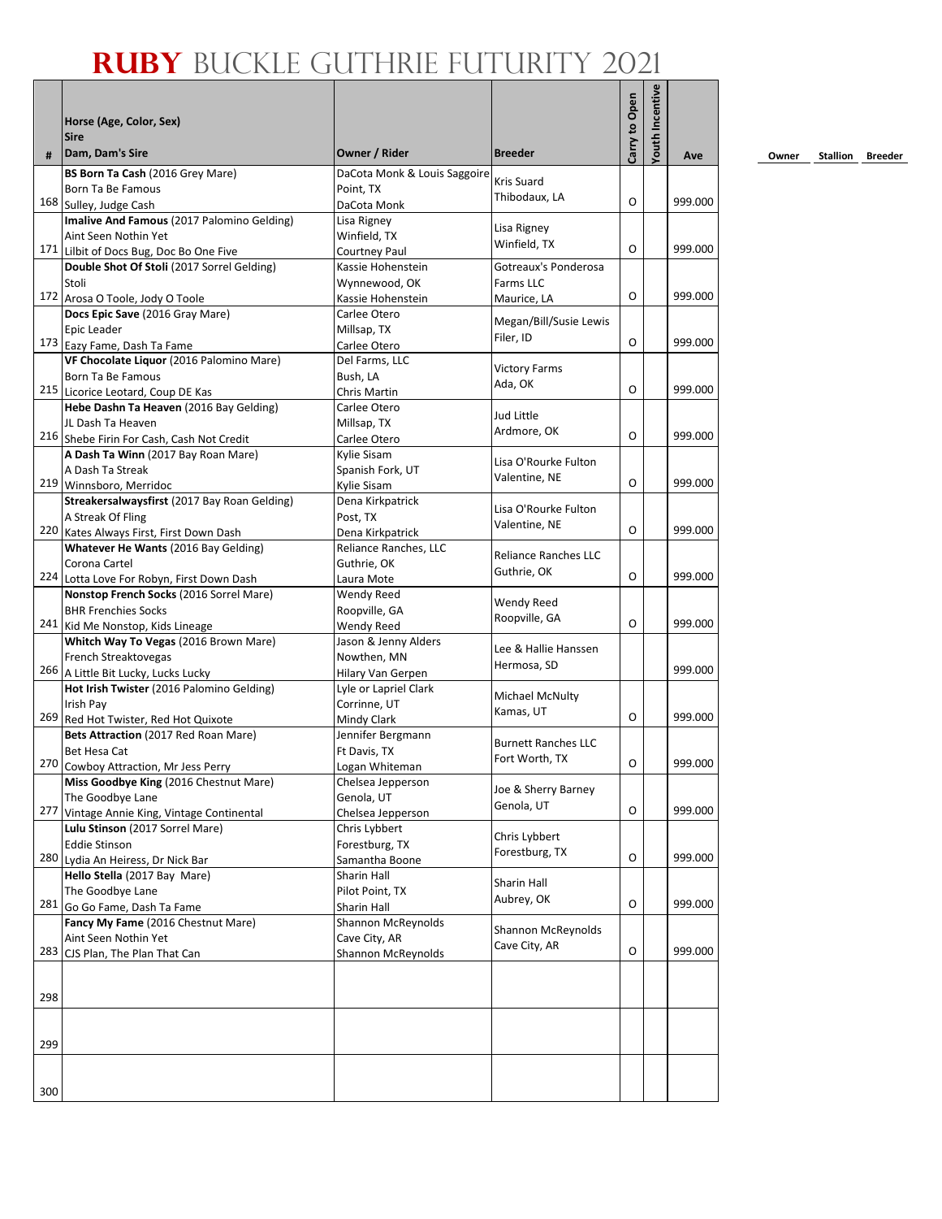# RUBY BUCKLE GUTHRIE FUTURITY 2021

| # | Horse (Age, Color, Sex)<br>Sire<br>Dam, Dam's Sire | Owner / Rider | Breeder | Carry to Open | Youth Incentive | Ave |
|---|---|---|---|---|---|---|
| 168 | **BS Born Ta Cash** (2016 Grey Mare)<br>Born Ta Be Famous<br>Sulley, Judge Cash | DaCota Monk & Louis Saggoire<br>Point, TX<br>DaCota Monk | Kris Suard<br>Thibodaux, LA | O | | 999.000 |
| 171 | **Imalive And Famous** (2017 Palomino Gelding)<br>Aint Seen Nothin Yet<br>Lilbit of Docs Bug, Doc Bo One Five | Lisa Rigney<br>Winfield, TX<br>Courtney Paul | Lisa Rigney<br>Winfield, TX | O | | 999.000 |
| 172 | **Double Shot Of Stoli** (2017 Sorrel Gelding)<br>Stoli<br>Arosa O Toole, Jody O Toole | Kassie Hohenstein<br>Wynnewood, OK<br>Kassie Hohenstein | Gotreaux's Ponderosa Farms LLC<br>Maurice, LA | O | | 999.000 |
| 173 | **Docs Epic Save** (2016 Gray Mare)<br>Epic Leader<br>Eazy Fame, Dash Ta Fame | Carlee Otero<br>Millsap, TX<br>Carlee Otero | Megan/Bill/Susie Lewis<br>Filer, ID | O | | 999.000 |
| 215 | **VF Chocolate Liquor** (2016 Palomino Mare)<br>Born Ta Be Famous<br>Licorice Leotard, Coup DE Kas | Del Farms, LLC<br>Bush, LA<br>Chris Martin | Victory Farms<br>Ada, OK | O | | 999.000 |
| 216 | **Hebe Dashn Ta Heaven** (2016 Bay Gelding)<br>JL Dash Ta Heaven<br>Shebe Firin For Cash, Cash Not Credit | Carlee Otero<br>Millsap, TX<br>Carlee Otero | Jud Little<br>Ardmore, OK | O | | 999.000 |
| 219 | **A Dash Ta Winn** (2017 Bay Roan Mare)<br>A Dash Ta Streak<br>Winnsboro, Merridoc | Kylie Sisam<br>Spanish Fork, UT<br>Kylie Sisam | Lisa O'Rourke Fulton<br>Valentine, NE | O | | 999.000 |
| 220 | **Streakersalwaysfirst** (2017 Bay Roan Gelding)<br>A Streak Of Fling<br>Kates Always First, First Down Dash | Dena Kirkpatrick<br>Post, TX<br>Dena Kirkpatrick | Lisa O'Rourke Fulton<br>Valentine, NE | O | | 999.000 |
| 224 | **Whatever He Wants** (2016 Bay Gelding)<br>Corona Cartel<br>Lotta Love For Robyn, First Down Dash | Reliance Ranches, LLC<br>Guthrie, OK<br>Laura Mote | Reliance Ranches LLC<br>Guthrie, OK | O | | 999.000 |
| 241 | **Nonstop French Socks** (2016 Sorrel Mare)<br>BHR Frenchies Socks<br>Kid Me Nonstop, Kids Lineage | Wendy Reed<br>Roopville, GA<br>Wendy Reed | Wendy Reed<br>Roopville, GA | O | | 999.000 |
| 266 | **Whitch Way To Vegas** (2016 Brown Mare)<br>French Streaktovegas<br>A Little Bit Lucky, Lucks Lucky | Jason & Jenny Alders<br>Nowthen, MN<br>Hilary Van Gerpen | Lee & Hallie Hanssen<br>Hermosa, SD | | | 999.000 |
| 269 | **Hot Irish Twister** (2016 Palomino Gelding)<br>Irish Pay<br>Red Hot Twister, Red Hot Quixote | Lyle or Lapriel Clark<br>Corrinne, UT<br>Mindy Clark | Michael McNulty<br>Kamas, UT | O | | 999.000 |
| 270 | **Bets Attraction** (2017 Red Roan Mare)<br>Bet Hesa Cat<br>Cowboy Attraction, Mr Jess Perry | Jennifer Bergmann<br>Ft Davis, TX<br>Logan Whiteman | Burnett Ranches LLC<br>Fort Worth, TX | O | | 999.000 |
| 277 | **Miss Goodbye King** (2016 Chestnut Mare)<br>The Goodbye Lane<br>Vintage Annie King, Vintage Continental | Chelsea Jepperson<br>Genola, UT<br>Chelsea Jepperson | Joe & Sherry Barney<br>Genola, UT | O | | 999.000 |
| 280 | **Lulu Stinson** (2017 Sorrel Mare)<br>Eddie Stinson<br>Lydia An Heiress, Dr Nick Bar | Chris Lybbert<br>Forestburg, TX<br>Samantha Boone | Chris Lybbert<br>Forestburg, TX | O | | 999.000 |
| 281 | **Hello Stella** (2017 Bay Mare)<br>The Goodbye Lane<br>Go Go Fame, Dash Ta Fame | Sharin Hall<br>Pilot Point, TX<br>Sharin Hall | Sharin Hall<br>Aubrey, OK | O | | 999.000 |
| 283 | **Fancy My Fame** (2016 Chestnut Mare)<br>Aint Seen Nothin Yet<br>CJS Plan, The Plan That Can | Shannon McReynolds<br>Cave City, AR<br>Shannon McReynolds | Shannon McReynolds<br>Cave City, AR | O | | 999.000 |
| 298 | | | | | | |
| 299 | | | | | | |
| 300 | | | | | | |

Owner Stallion Breeder